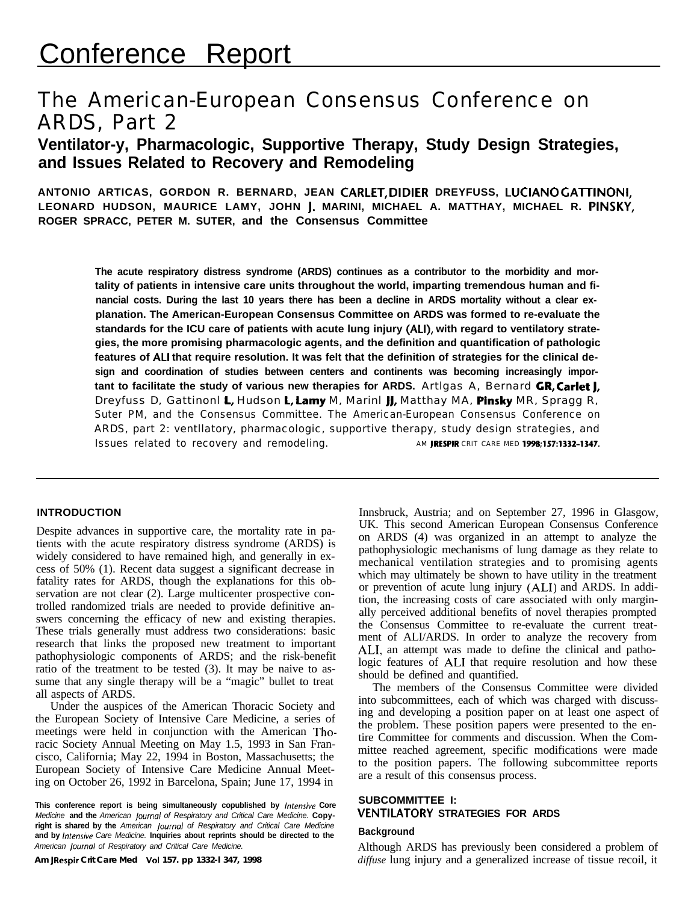# Conference Report

## The American-European Consensus Conference on ARDS, Part 2

### Ventilator-y, Pharmacologic, Supportive Therapy, Study Design Strategies, and Issues Related to Recovery and Remodeling

**ANTONIO ARTICAS, GORDON R. BERNARD, JEAN CARLET, DIDIER DREYFUSS, LUCIANO GATTINONI, LEONARD HUDSON, MAURICE LAMY, JOHN J. MARINI, MICHAEL A. MATTHAY, MICHAEL R. PINSKY, ROGER SPRACC, PETER M. SUTER, and the Consensus Committee**

**The acute respiratory distress syndrome (ARDS) continues as a contributor to the morbidity and mortality of patients in intensive care units throughout the world, imparting tremendous human and financial costs. During the last 10 years there has been a decline in ARDS mortality without a clear explanation. The American-European Consensus Committee on ARDS was formed to re-evaluate the standards for the ICU care of patients with acute lung injury (ALI), with regard to ventilatory strategies, the more promising pharmacologic agents, and the definition and quantification of pathologic features of ALI that require resolution. It was felt that the definition of strategies for the clinical design and coordination of studies between centers and continents was becoming increasingly important to facilitate the study of various new therapies for ARDS.** Artlgas A, Bernard **GR, Carlet J,** Dreyfuss D, Gattinonl **L,** Hudson **L, Lamy** M, Marinl **JJ,** Matthay MA, **Pinsky** MR, Spragg R, Suter PM, and the Consensus Committee. The American-European Consensus Conference on ARDS, part 2: ventllatory, pharmacologic, supportive therapy, study design strategies, and Issues related to recovery and remodeling. AM **J RESPIR** CRIT CARE MED **1998;157:1332–1347.**

#### INTRODUCTION

Despite advances in supportive care, the mortality rate in patients with the acute respiratory distress syndrome (ARDS) is widely considered to have remained high, and generally in excess of 50% (1). Recent data suggest a significant decrease in fatality rates for ARDS, though the explanations for this observation are not clear (2). Large multicenter prospective controlled randomized trials are needed to provide definitive answers concerning the efficacy of new and existing therapies. These trials generally must address two considerations: basic research that links the proposed new treatment to important pathophysiologic components of ARDS; and the risk-benefit ratio of the treatment to be tested (3). It may be naive to assume that any single therapy will be a "magic" bullet to treat all aspects of ARDS.

Under the auspices of the American Thoracic Society and the European Society of Intensive Care Medicine, a series of meetings were held in conjunction with the American Thoracic Society Annual Meeting on May 1.5, 1993 in San Francisco, California; May 22, 1994 in Boston, Massachusetts; the European Society of Intensive Care Medicine Annual Meeting on October 26, 1992 in Barcelona, Spain; June 17, 1994 in Innsbruck, Austria; and on September 27, 1996 in Glasgow, UK. This second American European Consensus Conference on ARDS (4) was organized in an attempt to analyze the pathophysiologic mechanisms of lung damage as they relate to mechanical ventilation strategies and to promising agents which may ultimately be shown to have utility in the treatment or prevention of acute lung injury (ALI) and ARDS. In addition, the increasing costs of care associated with only marginally perceived additional benefits of novel therapies prompted the Consensus Committee to re-evaluate the current treatment of ALI/ARDS. In order to analyze the recovery from ALI, an attempt was made to define the clinical and pathologic features of ALI that require resolution and how these should be defined and quantified.

The members of the Consensus Committee were divided into subcommittees, each of which was charged with discussing and developing a position paper on at least one aspect of the problem. These position papers were presented to the entire Committee for comments and discussion. When the Committee reached agreement, specific modifications were made to the position papers. The following subcommittee reports are a result of this consensus process.

**This conference report is being simultaneously copublished by** *Intensive* **Core** *Medicine* **and the** *American Journal of Respiratory and Critical Care Medicine.* **Copyright is shared by the** *American Journal of Respiratory and Critical Care Medicine* **and by** *Intensive Care Medicine.* **Inquiries about reprints should be directed to the** *American Journal of Respiratory and Critical Care Medicine.*

#### SUBCOMMITTEE I: VENTILATORY STRATEGIES FOR ARDS

##### Background

Although ARDS has previously been considered a problem of *diffuse* lung injury and a generalized increase of tissue recoil, it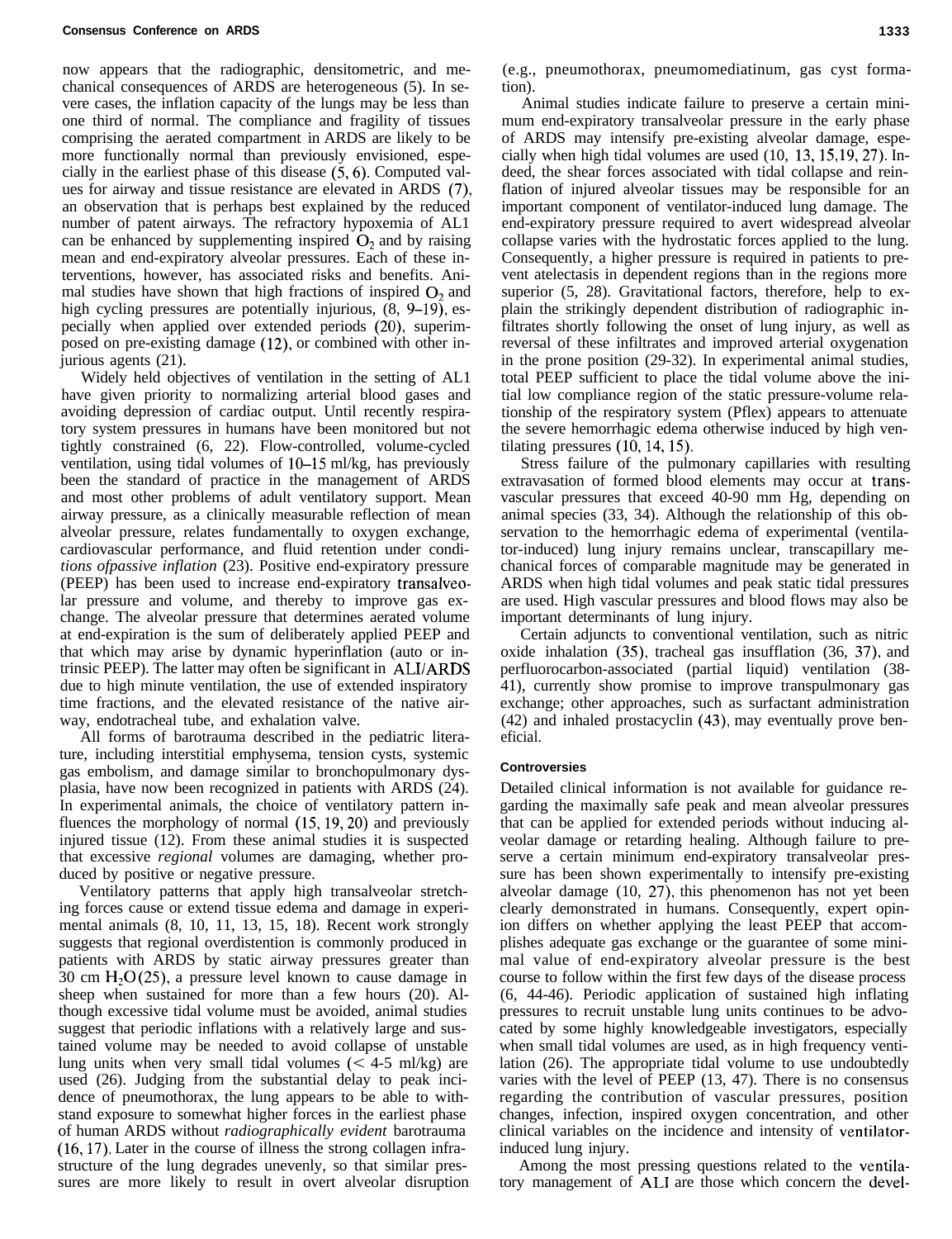now appears that the radiographic, densitometric, and mechanical consequences of ARDS are heterogeneous (5). In severe cases, the inflation capacity of the lungs may be less than one third of normal. The compliance and fragility of tissues comprising the aerated compartment in ARDS are likely to be more functionally normal than previously envisioned, especially in the earliest phase of this disease (5, 6). Computed values for airway and tissue resistance are elevated in ARDS (7), an observation that is perhaps best explained by the reduced number of patent airways. The refractory hypoxemia of ALI can be enhanced by supplementing inspired $O_2$ and by raising mean and end-expiratory alveolar pressures. Each of these interventions, however, has associated risks and benefits. Animal studies have shown that high fractions of inspired $O_2$ and high cycling pressures are potentially injurious, (8, 9–19), especially when applied over extended periods (20), superimposed on pre-existing damage (12), or combined with other injurious agents (21).

Widely held objectives of ventilation in the setting of ALI have given priority to normalizing arterial blood gases and avoiding depression of cardiac output. Until recently respiratory system pressures in humans have been monitored but not tightly constrained (6, 22). Flow-controlled, volume-cycled ventilation, using tidal volumes of 10–15 ml/kg, has previously been the standard of practice in the management of ARDS and most other problems of adult ventilatory support. Mean airway pressure, as a clinically measurable reflection of mean alveolar pressure, relates fundamentally to oxygen exchange, cardiovascular performance, and fluid retention under *conditions of passive inflation* (23). Positive end-expiratory pressure (PEEP) has been used to increase end-expiratory transalveolar pressure and volume, and thereby to improve gas exchange. The alveolar pressure that determines aerated volume at end-expiration is the sum of deliberately applied PEEP and that which may arise by dynamic hyperinflation (auto or intrinsic PEEP). The latter may often be significant in ALI/ARDS due to high minute ventilation, the use of extended inspiratory time fractions, and the elevated resistance of the native airway, endotracheal tube, and exhalation valve.

All forms of barotrauma described in the pediatric literature, including interstitial emphysema, tension cysts, systemic gas embolism, and damage similar to bronchopulmonary dysplasia, have now been recognized in patients with ARDS (24). In experimental animals, the choice of ventilatory pattern influences the morphology of normal (15, 19, 20) and previously injured tissue (12). From these animal studies it is suspected that excessive *regional* volumes are damaging, whether produced by positive or negative pressure.

Ventilatory patterns that apply high transalveolar stretching forces cause or extend tissue edema and damage in experimental animals (8, 10, 11, 13, 15, 18). Recent work strongly suggests that regional overdistention is commonly produced in patients with ARDS by static airway pressures greater than 30 cm $H_2O$ (25), a pressure level known to cause damage in sheep when sustained for more than a few hours (20). Although excessive tidal volume must be avoided, animal studies suggest that periodic inflations with a relatively large and sustained volume may be needed to avoid collapse of unstable lung units when very small tidal volumes (< 4-5 ml/kg) are used (26). Judging from the substantial delay to peak incidence of pneumothorax, the lung appears to be able to withstand exposure to somewhat higher forces in the earliest phase of human ARDS without *radiographically evident* barotrauma (16, 17). Later in the course of illness the strong collagen infrastructure of the lung degrades unevenly, so that similar pressures are more likely to result in overt alveolar disruption (e.g., pneumothorax, pneumomediatinum, gas cyst formation).

Animal studies indicate failure to preserve a certain minimum end-expiratory transalveolar pressure in the early phase of ARDS may intensify pre-existing alveolar damage, especially when high tidal volumes are used (10, 13, 15, 19, 27). Indeed, the shear forces associated with tidal collapse and reinflation of injured alveolar tissues may be responsible for an important component of ventilator-induced lung damage. The end-expiratory pressure required to avert widespread alveolar collapse varies with the hydrostatic forces applied to the lung. Consequently, a higher pressure is required in patients to prevent atelectasis in dependent regions than in the regions more superior (5, 28). Gravitational factors, therefore, help to explain the strikingly dependent distribution of radiographic infiltrates shortly following the onset of lung injury, as well as reversal of these infiltrates and improved arterial oxygenation in the prone position (29-32). In experimental animal studies, total PEEP sufficient to place the tidal volume above the initial low compliance region of the static pressure-volume relationship of the respiratory system (Pflex) appears to attenuate the severe hemorrhagic edema otherwise induced by high ventilating pressures (10, 14, 15).

Stress failure of the pulmonary capillaries with resulting extravasation of formed blood elements may occur at transvascular pressures that exceed 40-90 mm Hg, depending on animal species (33, 34). Although the relationship of this observation to the hemorrhagic edema of experimental (ventilator-induced) lung injury remains unclear, transcapillary mechanical forces of comparable magnitude may be generated in ARDS when high tidal volumes and peak static tidal pressures are used. High vascular pressures and blood flows may also be important determinants of lung injury.

Certain adjuncts to conventional ventilation, such as nitric oxide inhalation (35), tracheal gas insufflation (36, 37), and perfluorocarbon-associated (partial liquid) ventilation (38-41), currently show promise to improve transpulmonary gas exchange; other approaches, such as surfactant administration (42) and inhaled prostacyclin (43), may eventually prove beneficial.

#### Controversies

Detailed clinical information is not available for guidance regarding the maximally safe peak and mean alveolar pressures that can be applied for extended periods without inducing alveolar damage or retarding healing. Although failure to preserve a certain minimum end-expiratory transalveolar pressure has been shown experimentally to intensify pre-existing alveolar damage (10, 27), this phenomenon has not yet been clearly demonstrated in humans. Consequently, expert opinion differs on whether applying the least PEEP that accomplishes adequate gas exchange or the guarantee of some minimal value of end-expiratory alveolar pressure is the best course to follow within the first few days of the disease process (6, 44-46). Periodic application of sustained high inflating pressures to recruit unstable lung units continues to be advocated by some highly knowledgeable investigators, especially when small tidal volumes are used, as in high frequency ventilation (26). The appropriate tidal volume to use undoubtedly varies with the level of PEEP (13, 47). There is no consensus regarding the contribution of vascular pressures, position changes, infection, inspired oxygen concentration, and other clinical variables on the incidence and intensity of ventilator-induced lung injury.

Among the most pressing questions related to the ventilatory management of ALI are those which concern the devel-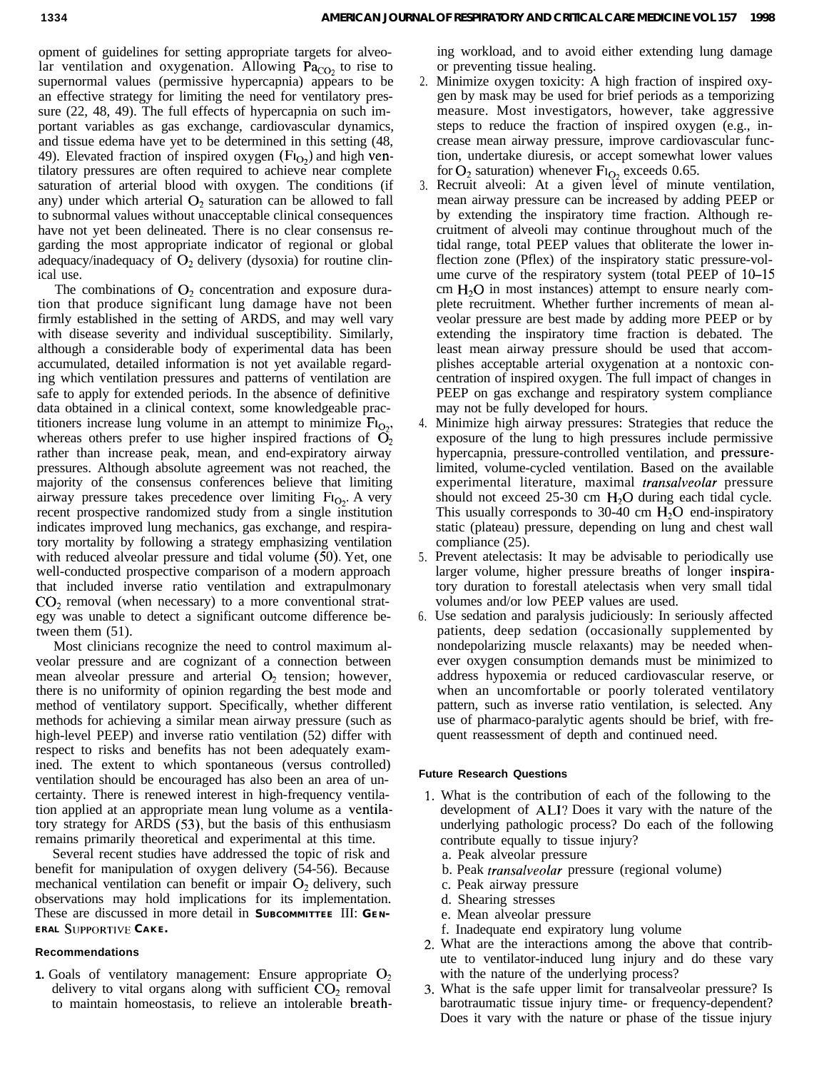opment of guidelines for setting appropriate targets for alveolar ventilation and oxygenation. Allowing $Pa_{CO_2}$ to rise to supernormal values (permissive hypercapnia) appears to be an effective strategy for limiting the need for ventilatory pressure (22, 48, 49). The full effects of hypercapnia on such important variables as gas exchange, cardiovascular dynamics, and tissue edema have yet to be determined in this setting (48, 49). Elevated fraction of inspired oxygen ($FI_{O_2}$) and high ventilatory pressures are often required to achieve near complete saturation of arterial blood with oxygen. The conditions (if any) under which arterial $O_2$ saturation can be allowed to fall to subnormal values without unacceptable clinical consequences have not yet been delineated. There is no clear consensus regarding the most appropriate indicator of regional or global adequacy/inadequacy of $O_2$ delivery (dysoxia) for routine clinical use.

The combinations of $O_2$ concentration and exposure duration that produce significant lung damage have not been firmly established in the setting of ARDS, and may well vary with disease severity and individual susceptibility. Similarly, although a considerable body of experimental data has been accumulated, detailed information is not yet available regarding which ventilation pressures and patterns of ventilation are safe to apply for extended periods. In the absence of definitive data obtained in a clinical context, some knowledgeable practitioners increase lung volume in an attempt to minimize $FI_{O_2}$, whereas others prefer to use higher inspired fractions of $O_2$ rather than increase peak, mean, and end-expiratory airway pressures. Although absolute agreement was not reached, the majority of the consensus conferences believe that limiting airway pressure takes precedence over limiting $FI_{O_2}$. A very recent prospective randomized study from a single institution indicates improved lung mechanics, gas exchange, and respiratory mortality by following a strategy emphasizing ventilation with reduced alveolar pressure and tidal volume (50). Yet, one well-conducted prospective comparison of a modern approach that included inverse ratio ventilation and extrapulmonary $CO_2$ removal (when necessary) to a more conventional strategy was unable to detect a significant outcome difference between them (51).

Most clinicians recognize the need to control maximum alveolar pressure and are cognizant of a connection between mean alveolar pressure and arterial $O_2$ tension; however, there is no uniformity of opinion regarding the best mode and method of ventilatory support. Specifically, whether different methods for achieving a similar mean airway pressure (such as high-level PEEP) and inverse ratio ventilation (52) differ with respect to risks and benefits has not been adequately examined. The extent to which spontaneous (versus controlled) ventilation should be encouraged has also been an area of uncertainty. There is renewed interest in high-frequency ventilation applied at an appropriate mean lung volume as a ventilatory strategy for ARDS (53), but the basis of this enthusiasm remains primarily theoretical and experimental at this time.

Several recent studies have addressed the topic of risk and benefit for manipulation of oxygen delivery (54-56). Because mechanical ventilation can benefit or impair $O_2$ delivery, such observations may hold implications for its implementation. These are discussed in more detail in **SUBCOMMITTEE III: GENERAL SUPPORTIVE CARE.**

#### Recommendations

1. Goals of ventilatory management: Ensure appropriate $O_2$ delivery to vital organs along with sufficient $CO_2$ removal to maintain homeostasis, to relieve an intolerable breathing workload, and to avoid either extending lung damage or preventing tissue healing.
2. Minimize oxygen toxicity: A high fraction of inspired oxygen by mask may be used for brief periods as a temporizing measure. Most investigators, however, take aggressive steps to reduce the fraction of inspired oxygen (e.g., increase mean airway pressure, improve cardiovascular function, undertake diuresis, or accept somewhat lower values for $O_2$ saturation) whenever $FI_{O_2}$ exceeds 0.65.
3. Recruit alveoli: At a given level of minute ventilation, mean airway pressure can be increased by adding PEEP or by extending the inspiratory time fraction. Although recruitment of alveoli may continue throughout much of the tidal range, total PEEP values that obliterate the lower inflection zone (Pflex) of the inspiratory static pressure-volume curve of the respiratory system (total PEEP of 10–15 cm $H_2O$ in most instances) attempt to ensure nearly complete recruitment. Whether further increments of mean alveolar pressure are best made by adding more PEEP or by extending the inspiratory time fraction is debated. The least mean airway pressure should be used that accomplishes acceptable arterial oxygenation at a nontoxic concentration of inspired oxygen. The full impact of changes in PEEP on gas exchange and respiratory system compliance may not be fully developed for hours.
4. Minimize high airway pressures: Strategies that reduce the exposure of the lung to high pressures include permissive hypercapnia, pressure-controlled ventilation, and pressure-limited, volume-cycled ventilation. Based on the available experimental literature, maximal *transalveolar* pressure should not exceed 25-30 cm $H_2O$ during each tidal cycle. This usually corresponds to 30-40 cm $H_2O$ end-inspiratory static (plateau) pressure, depending on lung and chest wall compliance (25).
5. Prevent atelectasis: It may be advisable to periodically use larger volume, higher pressure breaths of longer inspiratory duration to forestall atelectasis when very small tidal volumes and/or low PEEP values are used.
6. Use sedation and paralysis judiciously: In seriously affected patients, deep sedation (occasionally supplemented by nondepolarizing muscle relaxants) may be needed whenever oxygen consumption demands must be minimized to address hypoxemia or reduced cardiovascular reserve, or when an uncomfortable or poorly tolerated ventilatory pattern, such as inverse ratio ventilation, is selected. Any use of pharmaco-paralytic agents should be brief, with frequent reassessment of depth and continued need.

#### Future Research Questions

1. What is the contribution of each of the following to the development of ALI? Does it vary with the nature of the underlying pathologic process? Do each of the following contribute equally to tissue injury?
   a. Peak alveolar pressure
   b. Peak *transalveolar* pressure (regional volume)
   c. Peak airway pressure
   d. Shearing stresses
   e. Mean alveolar pressure
   f. Inadequate end expiratory lung volume
2. What are the interactions among the above that contribute to ventilator-induced lung injury and do these vary with the nature of the underlying process?
3. What is the safe upper limit for transalveolar pressure? Is barotraumatic tissue injury time- or frequency-dependent? Does it vary with the nature or phase of the tissue injury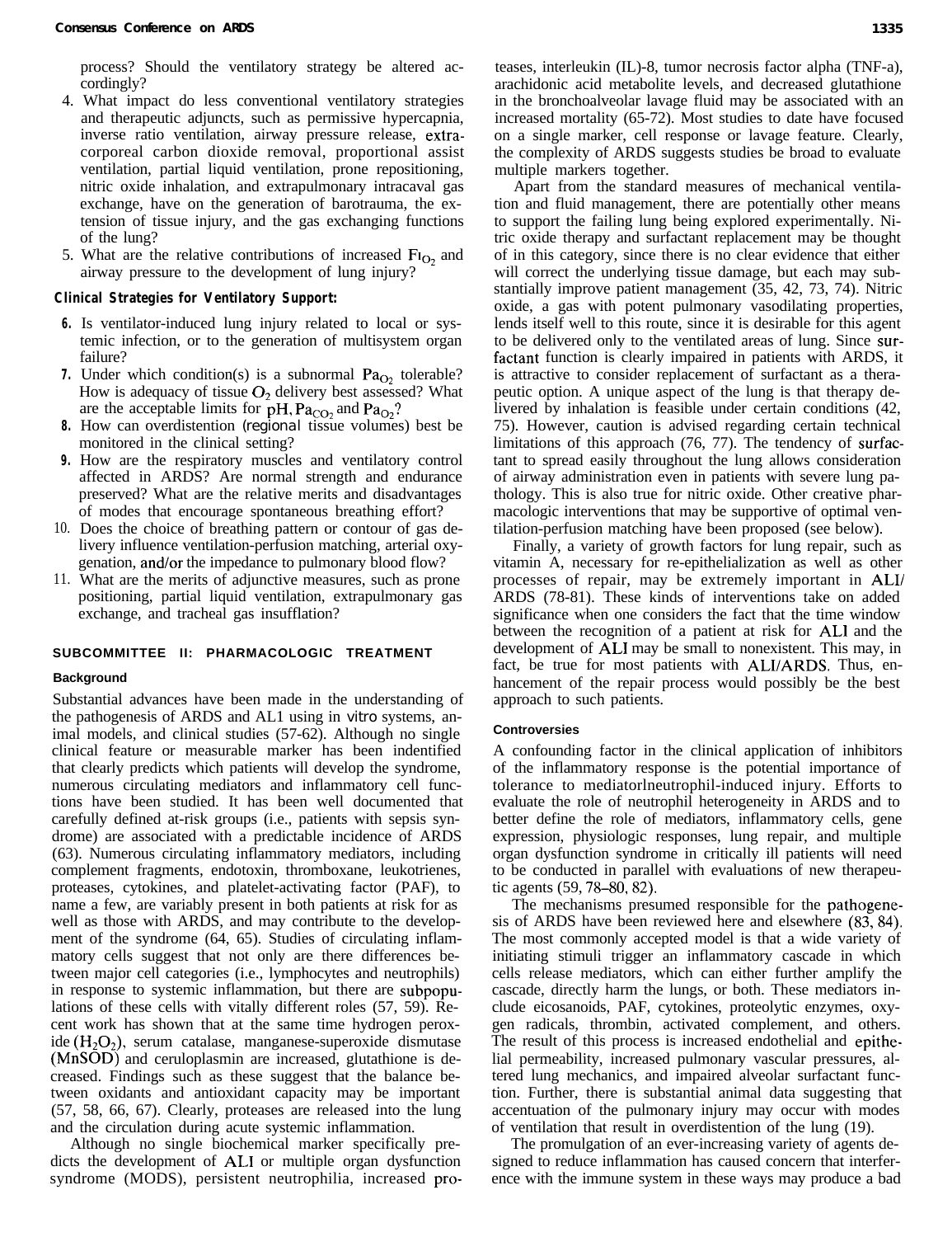process? Should the ventilatory strategy be altered accordingly?

4. What impact do less conventional ventilatory strategies and therapeutic adjuncts, such as permissive hypercapnia, inverse ratio ventilation, airway pressure release, extracorporeal carbon dioxide removal, proportional assist ventilation, partial liquid ventilation, prone repositioning, nitric oxide inhalation, and extrapulmonary intracaval gas exchange, have on the generation of barotrauma, the extension of tissue injury, and the gas exchanging functions of the lung?
5. What are the relative contributions of increased $F_{IO_2}$ and airway pressure to the development of lung injury?

### Clinical Strategies for Ventilatory Support:

6. Is ventilator-induced lung injury related to local or systemic infection, or to the generation of multisystem organ failure?
7. Under which condition(s) is a subnormal $Pa_{O_2}$ tolerable? How is adequacy of tissue $O_2$ delivery best assessed? What are the acceptable limits for pH, $Pa_{CO_2}$ and $Pa_{O_2}$?
8. How can overdistention (regional tissue volumes) best be monitored in the clinical setting?
9. How are the respiratory muscles and ventilatory control affected in ARDS? Are normal strength and endurance preserved? What are the relative merits and disadvantages of modes that encourage spontaneous breathing effort?
10. Does the choice of breathing pattern or contour of gas delivery influence ventilation-perfusion matching, arterial oxygenation, and/or the impedance to pulmonary blood flow?
11. What are the merits of adjunctive measures, such as prone positioning, partial liquid ventilation, extrapulmonary gas exchange, and tracheal gas insufflation?

## SUBCOMMITTEE II: PHARMACOLOGIC TREATMENT

### Background

Substantial advances have been made in the understanding of the pathogenesis of ARDS and AL1 using in vitro systems, animal models, and clinical studies (57-62). Although no single clinical feature or measurable marker has been indentified that clearly predicts which patients will develop the syndrome, numerous circulating mediators and inflammatory cell functions have been studied. It has been well documented that carefully defined at-risk groups (i.e., patients with sepsis syndrome) are associated with a predictable incidence of ARDS (63). Numerous circulating inflammatory mediators, including complement fragments, endotoxin, thromboxane, leukotrienes, proteases, cytokines, and platelet-activating factor (PAF), to name a few, are variably present in both patients at risk for as well as those with ARDS, and may contribute to the development of the syndrome (64, 65). Studies of circulating inflammatory cells suggest that not only are there differences between major cell categories (i.e., lymphocytes and neutrophils) in response to systemic inflammation, but there are subpopulations of these cells with vitally different roles (57, 59). Recent work has shown that at the same time hydrogen peroxide ($H_2O_2$), serum catalase, manganese-superoxide dismutase (MnSOD) and ceruloplasmin are increased, glutathione is decreased. Findings such as these suggest that the balance between oxidants and antioxidant capacity may be important (57, 58, 66, 67). Clearly, proteases are released into the lung and the circulation during acute systemic inflammation.

Although no single biochemical marker specifically predicts the development of ALI or multiple organ dysfunction syndrome (MODS), persistent neutrophilia, increased proteases, interleukin (IL)-8, tumor necrosis factor alpha (TNF-a), arachidonic acid metabolite levels, and decreased glutathione in the bronchoalveolar lavage fluid may be associated with an increased mortality (65-72). Most studies to date have focused on a single marker, cell response or lavage feature. Clearly, the complexity of ARDS suggests studies be broad to evaluate multiple markers together.

Apart from the standard measures of mechanical ventilation and fluid management, there are potentially other means to support the failing lung being explored experimentally. Nitric oxide therapy and surfactant replacement may be thought of in this category, since there is no clear evidence that either will correct the underlying tissue damage, but each may substantially improve patient management (35, 42, 73, 74). Nitric oxide, a gas with potent pulmonary vasodilating properties, lends itself well to this route, since it is desirable for this agent to be delivered only to the ventilated areas of lung. Since surfactant function is clearly impaired in patients with ARDS, it is attractive to consider replacement of surfactant as a therapeutic option. A unique aspect of the lung is that therapy delivered by inhalation is feasible under certain conditions (42, 75). However, caution is advised regarding certain technical limitations of this approach (76, 77). The tendency of surfactant to spread easily throughout the lung allows consideration of airway administration even in patients with severe lung pathology. This is also true for nitric oxide. Other creative pharmacologic interventions that may be supportive of optimal ventilation-perfusion matching have been proposed (see below).

Finally, a variety of growth factors for lung repair, such as vitamin A, necessary for re-epithelialization as well as other processes of repair, may be extremely important in ALI/ARDS (78-81). These kinds of interventions take on added significance when one considers the fact that the time window between the recognition of a patient at risk for ALI and the development of ALI may be small to nonexistent. This may, in fact, be true for most patients with ALI/ARDS. Thus, enhancement of the repair process would possibly be the best approach to such patients.

### Controversies

A confounding factor in the clinical application of inhibitors of the inflammatory response is the potential importance of tolerance to mediatorlneutrophil-induced injury. Efforts to evaluate the role of neutrophil heterogeneity in ARDS and to better define the role of mediators, inflammatory cells, gene expression, physiologic responses, lung repair, and multiple organ dysfunction syndrome in critically ill patients will need to be conducted in parallel with evaluations of new therapeutic agents (59, 78–80, 82).

The mechanisms presumed responsible for the pathogenesis of ARDS have been reviewed here and elsewhere (83, 84). The most commonly accepted model is that a wide variety of initiating stimuli trigger an inflammatory cascade in which cells release mediators, which can either further amplify the cascade, directly harm the lungs, or both. These mediators include eicosanoids, PAF, cytokines, proteolytic enzymes, oxygen radicals, thrombin, activated complement, and others. The result of this process is increased endothelial and epithelial permeability, increased pulmonary vascular pressures, altered lung mechanics, and impaired alveolar surfactant function. Further, there is substantial animal data suggesting that accentuation of the pulmonary injury may occur with modes of ventilation that result in overdistention of the lung (19).

The promulgation of an ever-increasing variety of agents designed to reduce inflammation has caused concern that interference with the immune system in these ways may produce a bad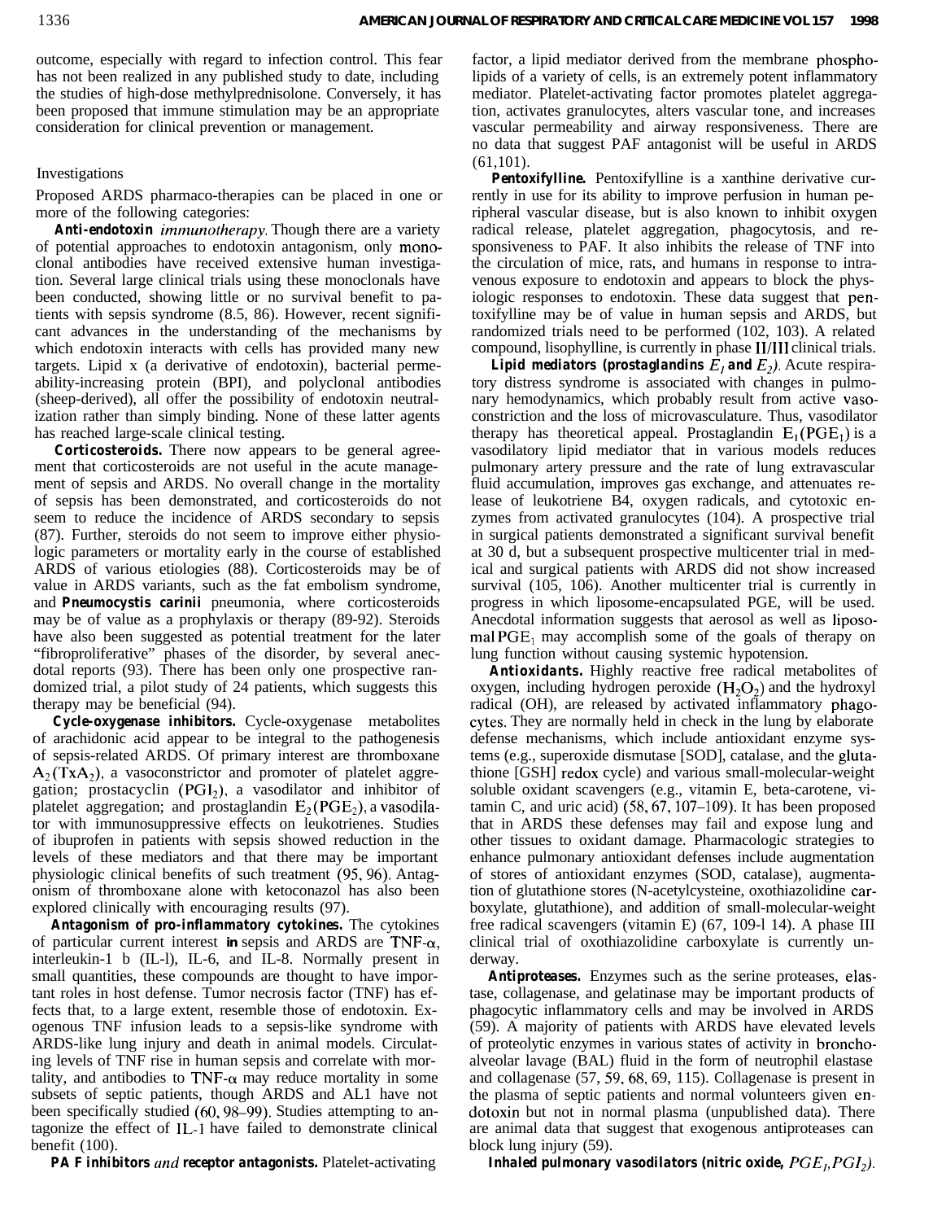outcome, especially with regard to infection control. This fear has not been realized in any published study to date, including the studies of high-dose methylprednisolone. Conversely, it has been proposed that immune stimulation may be an appropriate consideration for clinical prevention or management.

### Investigations

Proposed ARDS pharmaco-therapies can be placed in one or more of the following categories:

**Anti-endotoxin** *immunotherapy.* Though there are a variety of potential approaches to endotoxin antagonism, only monoclonal antibodies have received extensive human investigation. Several large clinical trials using these monoclonals have been conducted, showing little or no survival benefit to patients with sepsis syndrome (8.5, 86). However, recent significant advances in the understanding of the mechanisms by which endotoxin interacts with cells has provided many new targets. Lipid x (a derivative of endotoxin), bacterial permeability-increasing protein (BPI), and polyclonal antibodies (sheep-derived), all offer the possibility of endotoxin neutralization rather than simply binding. None of these latter agents has reached large-scale clinical testing.

**Corticosteroids.** There now appears to be general agreement that corticosteroids are not useful in the acute management of sepsis and ARDS. No overall change in the mortality of sepsis has been demonstrated, and corticosteroids do not seem to reduce the incidence of ARDS secondary to sepsis (87). Further, steroids do not seem to improve either physiologic parameters or mortality early in the course of established ARDS of various etiologies (88). Corticosteroids may be of value in ARDS variants, such as the fat embolism syndrome, and ***Pneumocystis carinii*** pneumonia, where corticosteroids may be of value as a prophylaxis or therapy (89-92). Steroids have also been suggested as potential treatment for the later "fibroproliferative" phases of the disorder, by several anecdotal reports (93). There has been only one prospective randomized trial, a pilot study of 24 patients, which suggests this therapy may be beneficial (94).

**Cycle-oxygenase inhibitors.** Cycle-oxygenase metabolites of arachidonic acid appear to be integral to the pathogenesis of sepsis-related ARDS. Of primary interest are thromboxane $A_2$ ($TxA_2$), a vasoconstrictor and promoter of platelet aggregation; prostacyclin ($PGI_2$), a vasodilator and inhibitor of platelet aggregation; and prostaglandin $E_2$ ($PGE_2$), a vasodilator with immunosuppressive effects on leukotrienes. Studies of ibuprofen in patients with sepsis showed reduction in the levels of these mediators and that there may be important physiologic clinical benefits of such treatment (95, 96). Antagonism of thromboxane alone with ketoconazol has also been explored clinically with encouraging results (97).

**Antagonism of pro-inflammatory cytokines.** The cytokines of particular current interest in sepsis and ARDS are TNF-$\alpha$, interleukin-1 b (IL-l), IL-6, and IL-8. Normally present in small quantities, these compounds are thought to have important roles in host defense. Tumor necrosis factor (TNF) has effects that, to a large extent, resemble those of endotoxin. Exogenous TNF infusion leads to a sepsis-like syndrome with ARDS-like lung injury and death in animal models. Circulating levels of TNF rise in human sepsis and correlate with mortality, and antibodies to TNF-$\alpha$ may reduce mortality in some subsets of septic patients, though ARDS and AL1 have not been specifically studied (60, 98–99). Studies attempting to antagonize the effect of IL-1 have failed to demonstrate clinical benefit (100).

**PA F inhibitors** *and* **receptor antagonists.** Platelet-activating factor, a lipid mediator derived from the membrane phospholipids of a variety of cells, is an extremely potent inflammatory mediator. Platelet-activating factor promotes platelet aggregation, activates granulocytes, alters vascular tone, and increases vascular permeability and airway responsiveness. There are no data that suggest PAF antagonist will be useful in ARDS (61,101).

**Pentoxifylline.** Pentoxifylline is a xanthine derivative currently in use for its ability to improve perfusion in human peripheral vascular disease, but is also known to inhibit oxygen radical release, platelet aggregation, phagocytosis, and responsiveness to PAF. It also inhibits the release of TNF into the circulation of mice, rats, and humans in response to intravenous exposure to endotoxin and appears to block the physiologic responses to endotoxin. These data suggest that pentoxifylline may be of value in human sepsis and ARDS, but randomized trials need to be performed (102, 103). A related compound, lisofylline, is currently in phase II/III clinical trials.

**Lipid mediators (prostaglandins $E_1$ and $E_2$).** Acute respiratory distress syndrome is associated with changes in pulmonary hemodynamics, which probably result from active vasoconstriction and the loss of microvasculature. Thus, vasodilator therapy has theoretical appeal. Prostaglandin $E_1$ ($PGE_1$) is a vasodilatory lipid mediator that in various models reduces pulmonary artery pressure and the rate of lung extravascular fluid accumulation, improves gas exchange, and attenuates release of leukotriene B4, oxygen radicals, and cytotoxic enzymes from activated granulocytes (104). A prospective trial in surgical patients demonstrated a significant survival benefit at 30 d, but a subsequent prospective multicenter trial in medical and surgical patients with ARDS did not show increased survival (105, 106). Another multicenter trial is currently in progress in which liposome-encapsulated PGE, will be used. Anecdotal information suggests that aerosol as well as liposomal $PGE_1$ may accomplish some of the goals of therapy on lung function without causing systemic hypotension.

**Antioxidants.** Highly reactive free radical metabolites of oxygen, including hydrogen peroxide ($H_2O_2$) and the hydroxyl radical (OH), are released by activated inflammatory phagocytes. They are normally held in check in the lung by elaborate defense mechanisms, which include antioxidant enzyme systems (e.g., superoxide dismutase [SOD], catalase, and the glutathione [GSH] redox cycle) and various small-molecular-weight soluble oxidant scavengers (e.g., vitamin E, beta-carotene, vitamin C, and uric acid) (58, 67, 107–109). It has been proposed that in ARDS these defenses may fail and expose lung and other tissues to oxidant damage. Pharmacologic strategies to enhance pulmonary antioxidant defenses include augmentation of stores of antioxidant enzymes (SOD, catalase), augmentation of glutathione stores (N-acetylcysteine, oxothiazolidine carboxylate, glutathione), and addition of small-molecular-weight free radical scavengers (vitamin E) (67, 109-l 14). A phase III clinical trial of oxothiazolidine carboxylate is currently underway.

**Antiproteases.** Enzymes such as the serine proteases, elastase, collagenase, and gelatinase may be important products of phagocytic inflammatory cells and may be involved in ARDS (59). A majority of patients with ARDS have elevated levels of proteolytic enzymes in various states of activity in bronchoalveolar lavage (BAL) fluid in the form of neutrophil elastase and collagenase (57, 59, 68, 69, 115). Collagenase is present in the plasma of septic patients and normal volunteers given endotoxin but not in normal plasma (unpublished data). There are animal data that suggest that exogenous antiproteases can block lung injury (59).

**Inhaled pulmonary vasodilators (nitric oxide, $PGE_1$, $PGI_2$).**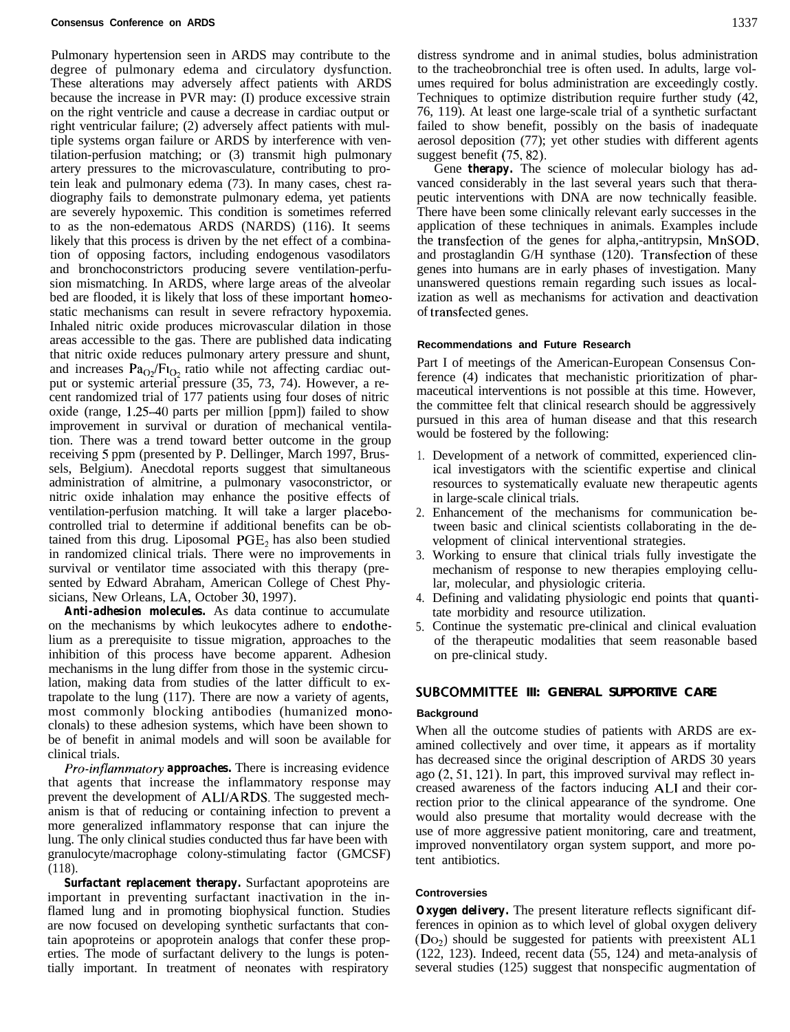Pulmonary hypertension seen in ARDS may contribute to the degree of pulmonary edema and circulatory dysfunction. These alterations may adversely affect patients with ARDS because the increase in PVR may: (I) produce excessive strain on the right ventricle and cause a decrease in cardiac output or right ventricular failure; (2) adversely affect patients with multiple systems organ failure or ARDS by interference with ventilation-perfusion matching; or (3) transmit high pulmonary artery pressures to the microvasculature, contributing to protein leak and pulmonary edema (73). In many cases, chest radiography fails to demonstrate pulmonary edema, yet patients are severely hypoxemic. This condition is sometimes referred to as the non-edematous ARDS (NARDS) (116). It seems likely that this process is driven by the net effect of a combination of opposing factors, including endogenous vasodilators and bronchoconstrictors producing severe ventilation-perfusion mismatching. In ARDS, where large areas of the alveolar bed are flooded, it is likely that loss of these important homeostatic mechanisms can result in severe refractory hypoxemia. Inhaled nitric oxide produces microvascular dilation in those areas accessible to the gas. There are published data indicating that nitric oxide reduces pulmonary artery pressure and shunt, and increases $Pa_{O_2}/FI_{O_2}$ ratio while not affecting cardiac output or systemic arterial pressure (35, 73, 74). However, a recent randomized trial of 177 patients using four doses of nitric oxide (range, 1.25–40 parts per million [ppm]) failed to show improvement in survival or duration of mechanical ventilation. There was a trend toward better outcome in the group receiving 5 ppm (presented by P. Dellinger, March 1997, Brussels, Belgium). Anecdotal reports suggest that simultaneous administration of almitrine, a pulmonary vasoconstrictor, or nitric oxide inhalation may enhance the positive effects of ventilation-perfusion matching. It will take a larger placebo-controlled trial to determine if additional benefits can be obtained from this drug. Liposomal $PGE_2$ has also been studied in randomized clinical trials. There were no improvements in survival or ventilator time associated with this therapy (presented by Edward Abraham, American College of Chest Physicians, New Orleans, LA, October 30, 1997).

***Anti-adhesion molecules.*** As data continue to accumulate on the mechanisms by which leukocytes adhere to endothelium as a prerequisite to tissue migration, approaches to the inhibition of this process have become apparent. Adhesion mechanisms in the lung differ from those in the systemic circulation, making data from studies of the latter difficult to extrapolate to the lung (117). There are now a variety of agents, most commonly blocking antibodies (humanized monoclonals) to these adhesion systems, which have been shown to be of benefit in animal models and will soon be available for clinical trials.

***Pro-inflammatory approaches.*** There is increasing evidence that agents that increase the inflammatory response may prevent the development of ALI/ARDS. The suggested mechanism is that of reducing or containing infection to prevent a more generalized inflammatory response that can injure the lung. The only clinical studies conducted thus far have been with granulocyte/macrophage colony-stimulating factor (GMCSF) (118).

***Surfactant replacement therapy.*** Surfactant apoproteins are important in preventing surfactant inactivation in the inflamed lung and in promoting biophysical function. Studies are now focused on developing synthetic surfactants that contain apoproteins or apoprotein analogs that confer these properties. The mode of surfactant delivery to the lungs is potentially important. In treatment of neonates with respiratory distress syndrome and in animal studies, bolus administration to the tracheobronchial tree is often used. In adults, large volumes required for bolus administration are exceedingly costly. Techniques to optimize distribution require further study (42, 76, 119). At least one large-scale trial of a synthetic surfactant failed to show benefit, possibly on the basis of inadequate aerosol deposition (77); yet other studies with different agents suggest benefit (75, 82).

***Gene therapy.*** The science of molecular biology has advanced considerably in the last several years such that therapeutic interventions with DNA are now technically feasible. There have been some clinically relevant early successes in the application of these techniques in animals. Examples include the transfection of the genes for alpha$_1$-antitrypsin, MnSOD, and prostaglandin G/H synthase (120). Transfection of these genes into humans are in early phases of investigation. Many unanswered questions remain regarding such issues as localization as well as mechanisms for activation and deactivation of transfected genes.

### Recommendations and Future Research

Part I of meetings of the American-European Consensus Conference (4) indicates that mechanistic prioritization of pharmaceutical interventions is not possible at this time. However, the committee felt that clinical research should be aggressively pursued in this area of human disease and that this research would be fostered by the following:

1. Development of a network of committed, experienced clinical investigators with the scientific expertise and clinical resources to systematically evaluate new therapeutic agents in large-scale clinical trials.
2. Enhancement of the mechanisms for communication between basic and clinical scientists collaborating in the development of clinical interventional strategies.
3. Working to ensure that clinical trials fully investigate the mechanism of response to new therapies employing cellular, molecular, and physiologic criteria.
4. Defining and validating physiologic end points that quantitate morbidity and resource utilization.
5. Continue the systematic pre-clinical and clinical evaluation of the therapeutic modalities that seem reasonable based on pre-clinical study.

## SUBCOMMITTEE III: GENERAL SUPPORTIVE CARE

### Background

When all the outcome studies of patients with ARDS are examined collectively and over time, it appears as if mortality has decreased since the original description of ARDS 30 years ago (2, 51, 121). In part, this improved survival may reflect increased awareness of the factors inducing ALI and their correction prior to the clinical appearance of the syndrome. One would also presume that mortality would decrease with the use of more aggressive patient monitoring, care and treatment, improved nonventilatory organ system support, and more potent antibiotics.

### Controversies

***Oxygen delivery.*** The present literature reflects significant differences in opinion as to which level of global oxygen delivery ($D_{O_2}$) should be suggested for patients with preexistent AL1 (122, 123). Indeed, recent data (55, 124) and meta-analysis of several studies (125) suggest that nonspecific augmentation of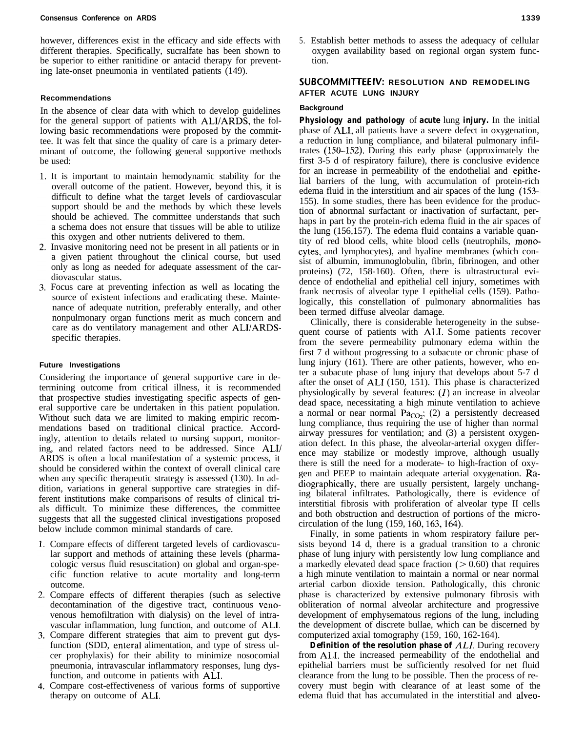however, differences exist in the efficacy and side effects with different therapies. Specifically, sucralfate has been shown to be superior to either ranitidine or antacid therapy for preventing late-onset pneumonia in ventilated patients (149).

#### Recommendations

In the absence of clear data with which to develop guidelines for the general support of patients with ALI/ARDS, the following basic recommendations were proposed by the committee. It was felt that since the quality of care is a primary determinant of outcome, the following general supportive methods be used:

1. It is important to maintain hemodynamic stability for the overall outcome of the patient. However, beyond this, it is difficult to define what the target levels of cardiovascular support should be and the methods by which these levels should be achieved. The committee understands that such a schema does not ensure that tissues will be able to utilize this oxygen and other nutrients delivered to them.
2. Invasive monitoring need not be present in all patients or in a given patient throughout the clinical course, but used only as long as needed for adequate assessment of the cardiovascular status.
3. Focus care at preventing infection as well as locating the source of existent infections and eradicating these. Maintenance of adequate nutrition, preferably enterally, and other nonpulmonary organ functions merit as much concern and care as do ventilatory management and other ALI/ARDS-specific therapies.

#### Future Investigations

Considering the importance of general supportive care in determining outcome from critical illness, it is recommended that prospective studies investigating specific aspects of general supportive care be undertaken in this patient population. Without such data we are limited to making empiric recommendations based on traditional clinical practice. Accordingly, attention to details related to nursing support, monitoring, and related factors need to be addressed. Since ALI/ARDS is often a local manifestation of a systemic process, it should be considered within the context of overall clinical care when any specific therapeutic strategy is assessed (130). In addition, variations in general supportive care strategies in different institutions make comparisons of results of clinical trials difficult. To minimize these differences, the committee suggests that all the suggested clinical investigations proposed below include common minimal standards of care.

1. Compare effects of different targeted levels of cardiovascular support and methods of attaining these levels (pharmacologic versus fluid resuscitation) on global and organ-specific function relative to acute mortality and long-term outcome.
2. Compare effects of different therapies (such as selective decontamination of the digestive tract, continuous venovenous hemofiltration with dialysis) on the level of intravascular inflammation, lung function, and outcome of ALI.
3. Compare different strategies that aim to prevent gut dysfunction (SDD, enteral alimentation, and type of stress ulcer prophylaxis) for their ability to minimize nosocomial pneumonia, intravascular inflammatory responses, lung dysfunction, and outcome in patients with ALI.
4. Compare cost-effectiveness of various forms of supportive therapy on outcome of ALI.
5. Establish better methods to assess the adequacy of cellular oxygen availability based on regional organ system function.

## SUBCOMMITTEE IV: RESOLUTION AND REMODELING AFTER ACUTE LUNG INJURY

#### Background

**Physiology and pathology of acute lung injury.** In the initial phase of ALI, all patients have a severe defect in oxygenation, a reduction in lung compliance, and bilateral pulmonary infiltrates (150–152). During this early phase (approximately the first 3-5 d of respiratory failure), there is conclusive evidence for an increase in permeability of the endothelial and epithelial barriers of the lung, with accumulation of protein-rich edema fluid in the interstitium and air spaces of the lung (153–155). In some studies, there has been evidence for the production of abnormal surfactant or inactivation of surfactant, perhaps in part by the protein-rich edema fluid in the air spaces of the lung (156,157). The edema fluid contains a variable quantity of red blood cells, white blood cells (neutrophils, monocytes, and lymphocytes), and hyaline membranes (which consist of albumin, immunoglobulin, fibrin, fibrinogen, and other proteins) (72, 158-160). Often, there is ultrastructural evidence of endothelial and epithelial cell injury, sometimes with frank necrosis of alveolar type I epithelial cells (159). Pathologically, this constellation of pulmonary abnormalities has been termed diffuse alveolar damage.

Clinically, there is considerable heterogeneity in the subsequent course of patients with ALI. Some patients recover from the severe permeability pulmonary edema within the first 7 d without progressing to a subacute or chronic phase of lung injury (161). There are other patients, however, who enter a subacute phase of lung injury that develops about 5-7 d after the onset of ALI (150, 151). This phase is characterized physiologically by several features: (*1*) an increase in alveolar dead space, necessitating a high minute ventilation to achieve a normal or near normal $Pa_{CO_2}$; (2) a persistently decreased lung compliance, thus requiring the use of higher than normal airway pressures for ventilation; and (3) a persistent oxygenation defect. In this phase, the alveolar-arterial oxygen difference may stabilize or modestly improve, although usually there is still the need for a moderate- to high-fraction of oxygen and PEEP to maintain adequate arterial oxygenation. Radiographically, there are usually persistent, largely unchanging bilateral infiltrates. Pathologically, there is evidence of interstitial fibrosis with proliferation of alveolar type II cells and both obstruction and destruction of portions of the microcirculation of the lung (159, 160, 163, 164).

Finally, in some patients in whom respiratory failure persists beyond 14 d, there is a gradual transition to a chronic phase of lung injury with persistently low lung compliance and a markedly elevated dead space fraction ($> 0.60$) that requires a high minute ventilation to maintain a normal or near normal arterial carbon dioxide tension. Pathologically, this chronic phase is characterized by extensive pulmonary fibrosis with obliteration of normal alveolar architecture and progressive development of emphysematous regions of the lung, including the development of discrete bullae, which can be discerned by computerized axial tomography (159, 160, 162-164).

**Definition of the resolution phase of *ALI*.** During recovery from ALI, the increased permeability of the endothelial and epithelial barriers must be sufficiently resolved for net fluid clearance from the lung to be possible. Then the process of recovery must begin with clearance of at least some of the edema fluid that has accumulated in the interstitial and alveo-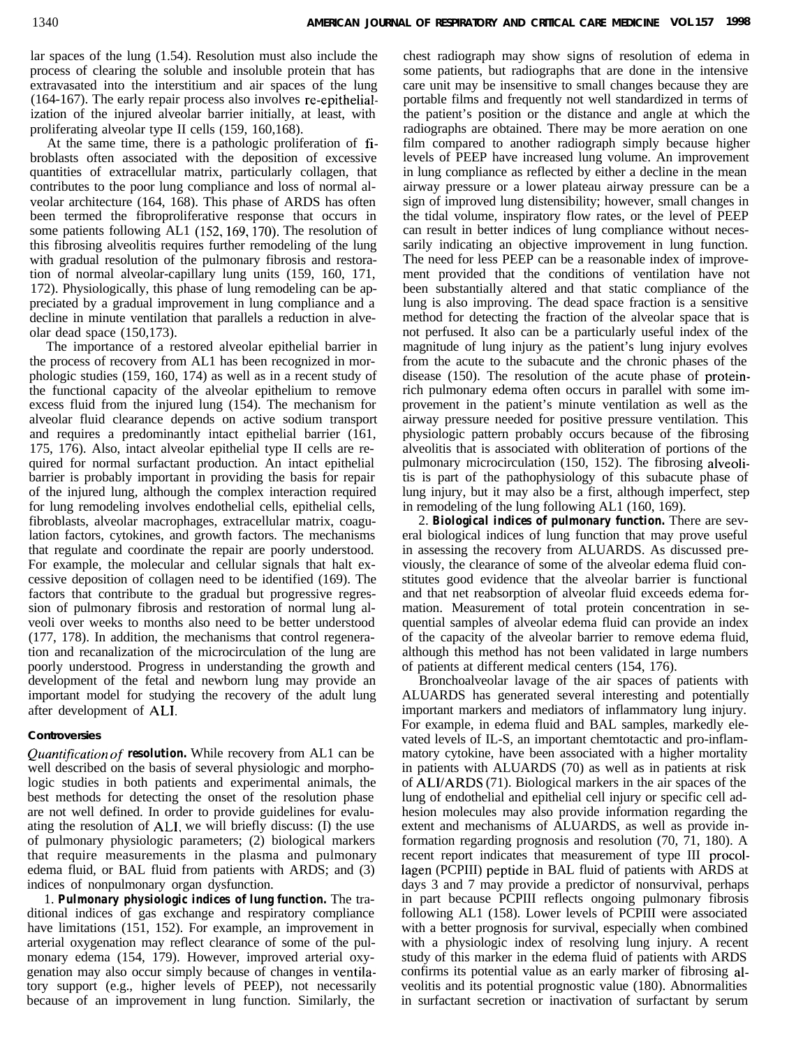lar spaces of the lung (1.54). Resolution must also include the process of clearing the soluble and insoluble protein that has extravasated into the interstitium and air spaces of the lung (164-167). The early repair process also involves re-epithelialization of the injured alveolar barrier initially, at least, with proliferating alveolar type II cells (159, 160,168).

At the same time, there is a pathologic proliferation of fibroblasts often associated with the deposition of excessive quantities of extracellular matrix, particularly collagen, that contributes to the poor lung compliance and loss of normal alveolar architecture (164, 168). This phase of ARDS has often been termed the fibroproliferative response that occurs in some patients following AL1 (152, 169, 170). The resolution of this fibrosing alveolitis requires further remodeling of the lung with gradual resolution of the pulmonary fibrosis and restoration of normal alveolar-capillary lung units (159, 160, 171, 172). Physiologically, this phase of lung remodeling can be appreciated by a gradual improvement in lung compliance and a decline in minute ventilation that parallels a reduction in alveolar dead space (150,173).

The importance of a restored alveolar epithelial barrier in the process of recovery from AL1 has been recognized in morphologic studies (159, 160, 174) as well as in a recent study of the functional capacity of the alveolar epithelium to remove excess fluid from the injured lung (154). The mechanism for alveolar fluid clearance depends on active sodium transport and requires a predominantly intact epithelial barrier (161, 175, 176). Also, intact alveolar epithelial type II cells are required for normal surfactant production. An intact epithelial barrier is probably important in providing the basis for repair of the injured lung, although the complex interaction required for lung remodeling involves endothelial cells, epithelial cells, fibroblasts, alveolar macrophages, extracellular matrix, coagulation factors, cytokines, and growth factors. The mechanisms that regulate and coordinate the repair are poorly understood. For example, the molecular and cellular signals that halt excessive deposition of collagen need to be identified (169). The factors that contribute to the gradual but progressive regression of pulmonary fibrosis and restoration of normal lung alveoli over weeks to months also need to be better understood (177, 178). In addition, the mechanisms that control regeneration and recanalization of the microcirculation of the lung are poorly understood. Progress in understanding the growth and development of the fetal and newborn lung may provide an important model for studying the recovery of the adult lung after development of ALI.

#### Controversies

*Quantification of* **resolution.** While recovery from AL1 can be well described on the basis of several physiologic and morphologic studies in both patients and experimental animals, the best methods for detecting the onset of the resolution phase are not well defined. In order to provide guidelines for evaluating the resolution of ALI, we will briefly discuss: (I) the use of pulmonary physiologic parameters; (2) biological markers that require measurements in the plasma and pulmonary edema fluid, or BAL fluid from patients with ARDS; and (3) indices of nonpulmonary organ dysfunction.

1. **Pulmonary physiologic indices of lung function.** The traditional indices of gas exchange and respiratory compliance have limitations (151, 152). For example, an improvement in arterial oxygenation may reflect clearance of some of the pulmonary edema (154, 179). However, improved arterial oxygenation may also occur simply because of changes in ventilatory support (e.g., higher levels of PEEP), not necessarily because of an improvement in lung function. Similarly, the chest radiograph may show signs of resolution of edema in some patients, but radiographs that are done in the intensive care unit may be insensitive to small changes because they are portable films and frequently not well standardized in terms of the patient's position or the distance and angle at which the radiographs are obtained. There may be more aeration on one film compared to another radiograph simply because higher levels of PEEP have increased lung volume. An improvement in lung compliance as reflected by either a decline in the mean airway pressure or a lower plateau airway pressure can be a sign of improved lung distensibility; however, small changes in the tidal volume, inspiratory flow rates, or the level of PEEP can result in better indices of lung compliance without necessarily indicating an objective improvement in lung function. The need for less PEEP can be a reasonable index of improvement provided that the conditions of ventilation have not been substantially altered and that static compliance of the lung is also improving. The dead space fraction is a sensitive method for detecting the fraction of the alveolar space that is not perfused. It also can be a particularly useful index of the magnitude of lung injury as the patient's lung injury evolves from the acute to the subacute and the chronic phases of the disease (150). The resolution of the acute phase of protein-rich pulmonary edema often occurs in parallel with some improvement in the patient's minute ventilation as well as the airway pressure needed for positive pressure ventilation. This physiologic pattern probably occurs because of the fibrosing alveolitis that is associated with obliteration of portions of the pulmonary microcirculation (150, 152). The fibrosing alveolitis is part of the pathophysiology of this subacute phase of lung injury, but it may also be a first, although imperfect, step in remodeling of the lung following AL1 (160, 169).

2. **Biological indices of pulmonary function.** There are several biological indices of lung function that may prove useful in assessing the recovery from ALI/ARDS. As discussed previously, the clearance of some of the alveolar edema fluid constitutes good evidence that the alveolar barrier is functional and that net reabsorption of alveolar fluid exceeds edema formation. Measurement of total protein concentration in sequential samples of alveolar edema fluid can provide an index of the capacity of the alveolar barrier to remove edema fluid, although this method has not been validated in large numbers of patients at different medical centers (154, 176).

Bronchoalveolar lavage of the air spaces of patients with ALI/ARDS has generated several interesting and potentially important markers and mediators of inflammatory lung injury. For example, in edema fluid and BAL samples, markedly elevated levels of IL-S, an important chemtotactic and pro-inflammatory cytokine, have been associated with a higher mortality in patients with ALI/ARDS (70) as well as in patients at risk of ALI/ARDS (71). Biological markers in the air spaces of the lung of endothelial and epithelial cell injury or specific cell adhesion molecules may also provide information regarding the extent and mechanisms of ALI/ARDS, as well as provide information regarding prognosis and resolution (70, 71, 180). A recent report indicates that measurement of type III procollagen (PCPIII) peptide in BAL fluid of patients with ARDS at days 3 and 7 may provide a predictor of nonsurvival, perhaps in part because PCPIII reflects ongoing pulmonary fibrosis following AL1 (158). Lower levels of PCPIII were associated with a better prognosis for survival, especially when combined with a physiologic index of resolving lung injury. A recent study of this marker in the edema fluid of patients with ARDS confirms its potential value as an early marker of fibrosing alveolitis and its potential prognostic value (180). Abnormalities in surfactant secretion or inactivation of surfactant by serum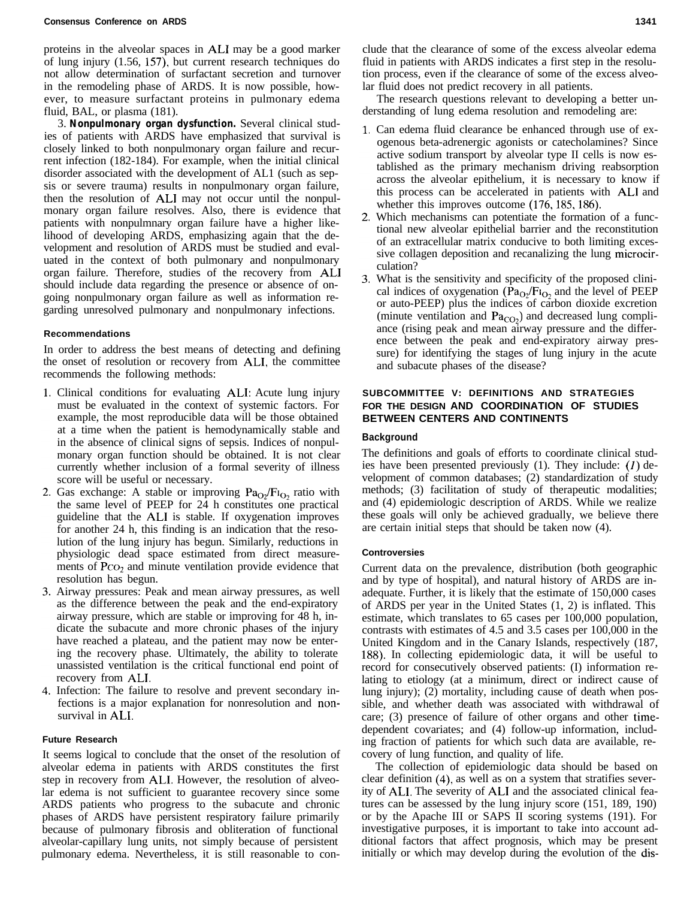proteins in the alveolar spaces in ALI may be a good marker of lung injury (1.56, 157), but current research techniques do not allow determination of surfactant secretion and turnover in the remodeling phase of ARDS. It is now possible, however, to measure surfactant proteins in pulmonary edema fluid, BAL, or plasma (181).

3. **Nonpulmonary organ dysfunction.** Several clinical studies of patients with ARDS have emphasized that survival is closely linked to both nonpulmonary organ failure and recurrent infection (182-184). For example, when the initial clinical disorder associated with the development of AL1 (such as sepsis or severe trauma) results in nonpulmonary organ failure, then the resolution of ALI may not occur until the nonpulmonary organ failure resolves. Also, there is evidence that patients with nonpulmnary organ failure have a higher likelihood of developing ARDS, emphasizing again that the development and resolution of ARDS must be studied and evaluated in the context of both pulmonary and nonpulmonary organ failure. Therefore, studies of the recovery from ALI should include data regarding the presence or absence of ongoing nonpulmonary organ failure as well as information regarding unresolved pulmonary and nonpulmonary infections.

#### Recommendations

In order to address the best means of detecting and defining the onset of resolution or recovery from ALI, the committee recommends the following methods:

1. Clinical conditions for evaluating ALI: Acute lung injury must be evaluated in the context of systemic factors. For example, the most reproducible data will be those obtained at a time when the patient is hemodynamically stable and in the absence of clinical signs of sepsis. Indices of nonpulmonary organ function should be obtained. It is not clear currently whether inclusion of a formal severity of illness score will be useful or necessary.
2. Gas exchange: A stable or improving $Pa_{O_2}/FI_{O_2}$ ratio with the same level of PEEP for 24 h constitutes one practical guideline that the ALI is stable. If oxygenation improves for another 24 h, this finding is an indication that the resolution of the lung injury has begun. Similarly, reductions in physiologic dead space estimated from direct measurements of $PCO_2$ and minute ventilation provide evidence that resolution has begun.
3. Airway pressures: Peak and mean airway pressures, as well as the difference between the peak and the end-expiratory airway pressure, which are stable or improving for 48 h, indicate the subacute and more chronic phases of the injury have reached a plateau, and the patient may now be entering the recovery phase. Ultimately, the ability to tolerate unassisted ventilation is the critical functional end point of recovery from ALI.
4. Infection: The failure to resolve and prevent secondary infections is a major explanation for nonresolution and nonsurvival in ALI.

#### Future Research

It seems logical to conclude that the onset of the resolution of alveolar edema in patients with ARDS constitutes the first step in recovery from ALI. However, the resolution of alveolar edema is not sufficient to guarantee recovery since some ARDS patients who progress to the subacute and chronic phases of ARDS have persistent respiratory failure primarily because of pulmonary fibrosis and obliteration of functional alveolar-capillary lung units, not simply because of persistent pulmonary edema. Nevertheless, it is still reasonable to conclude that the clearance of some of the excess alveolar edema fluid in patients with ARDS indicates a first step in the resolution process, even if the clearance of some of the excess alveolar fluid does not predict recovery in all patients.

The research questions relevant to developing a better understanding of lung edema resolution and remodeling are:

1. Can edema fluid clearance be enhanced through use of exogenous beta-adrenergic agonists or catecholamines? Since active sodium transport by alveolar type II cells is now established as the primary mechanism driving reabsorption across the alveolar epithelium, it is necessary to know if this process can be accelerated in patients with ALI and whether this improves outcome (176, 185, 186).
2. Which mechanisms can potentiate the formation of a functional new alveolar epithelial barrier and the reconstitution of an extracellular matrix conducive to both limiting excessive collagen deposition and recanalizing the lung microcirculation?
3. What is the sensitivity and specificity of the proposed clinical indices of oxygenation ($Pa_{O_2}/FI_{O_2}$ and the level of PEEP or auto-PEEP) plus the indices of carbon dioxide excretion (minute ventilation and $Pa_{CO_2}$) and decreased lung compliance (rising peak and mean airway pressure and the difference between the peak and end-expiratory airway pressure) for identifying the stages of lung injury in the acute and subacute phases of the disease?

### SUBCOMMITTEE V: DEFINITIONS AND STRATEGIES FOR THE DESIGN AND COORDINATION OF STUDIES BETWEEN CENTERS AND CONTINENTS

#### Background

The definitions and goals of efforts to coordinate clinical studies have been presented previously (1). They include: (*1*) development of common databases; (2) standardization of study methods; (3) facilitation of study of therapeutic modalities; and (4) epidemiologic description of ARDS. While we realize these goals will only be achieved gradually, we believe there are certain initial steps that should be taken now (4).

#### Controversies

Current data on the prevalence, distribution (both geographic and by type of hospital), and natural history of ARDS are inadequate. Further, it is likely that the estimate of 150,000 cases of ARDS per year in the United States (1, 2) is inflated. This estimate, which translates to 65 cases per 100,000 population, contrasts with estimates of 4.5 and 3.5 cases per 100,000 in the United Kingdom and in the Canary Islands, respectively (187, 188). In collecting epidemiologic data, it will be useful to record for consecutively observed patients: (I) information relating to etiology (at a minimum, direct or indirect cause of lung injury); (2) mortality, including cause of death when possible, and whether death was associated with withdrawal of care; (3) presence of failure of other organs and other time-dependent covariates; and (4) follow-up information, including fraction of patients for which such data are available, recovery of lung function, and quality of life.

The collection of epidemiologic data should be based on clear definition (4), as well as on a system that stratifies severity of ALI. The severity of ALI and the associated clinical features can be assessed by the lung injury score (151, 189, 190) or by the Apache III or SAPS II scoring systems (191). For investigative purposes, it is important to take into account additional factors that affect prognosis, which may be present initially or which may develop during the evolution of the dis-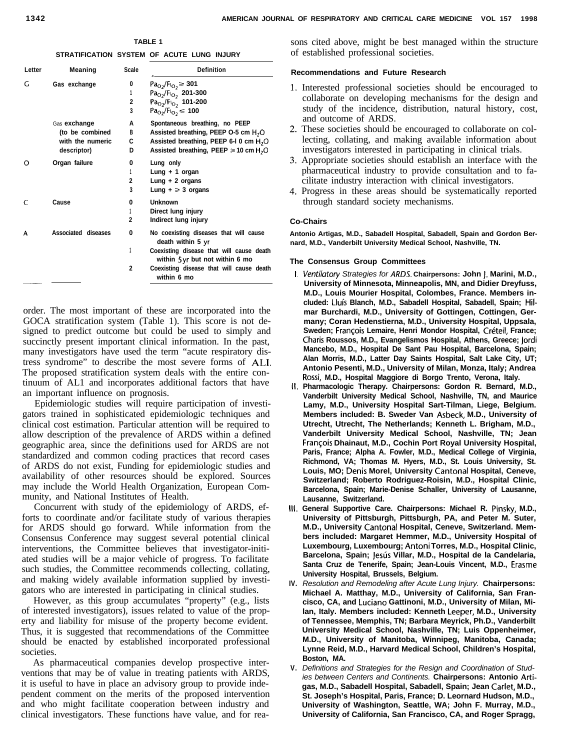TABLE 1

STRATIFICATION SYSTEM OF ACUTE LUNG INJURY

| Letter | Meaning | Scale | Definition |
|---|---|---|---|
| G | Gas exchange | 0 | $Pa_{O_2}/F_{I_{O_2}} \geq 301$ |
| | | 1 | $Pa_{O_2}/F_{I_{O_2}}$ 201-300 |
| | | 2 | $Pa_{O_2}/F_{I_{O_2}}$ 101-200 |
| | | 3 | $Pa_{O_2}/F_{I_{O_2}} \leq 100$ |
| | Gas exchange (to be combined with the numeric descriptor) | A | Spontaneous breathing, no PEEP |
| | | B | Assisted breathing, PEEP 0-5 cm $H_2O$ |
| | | C | Assisted breathing, PEEP 6-10 cm $H_2O$ |
| | | D | Assisted breathing, PEEP $\geq$ 10 cm $H_2O$ |
| O | Organ failure | 0 | Lung only |
| | | 1 | Lung + 1 organ |
| | | 2 | Lung + 2 organs |
| | | 3 | Lung + $\geq$ 3 organs |
| C | Cause | 0 | Unknown |
| | | 1 | Direct lung injury |
| | | 2 | Indirect lung injury |
| A | Associated diseases | 0 | No coexisting diseases that will cause death within 5 yr |
| | | 1 | Coexisting disease that will cause death within 5 yr but not within 6 mo |
| | | 2 | Coexisting disease that will cause death within 6 mo |

order. The most important of these are incorporated into the GOCA stratification system (Table 1). This score is not designed to predict outcome but could be used to simply and succinctly present important clinical information. In the past, many investigators have used the term "acute respiratory distress syndrome" to describe the most severe forms of ALI. The proposed stratification system deals with the entire continuum of AL1 and incorporates additional factors that have an important influence on prognosis.

Epidemiologic studies will require participation of investigators trained in sophisticated epidemiologic techniques and clinical cost estimation. Particular attention will be required to allow description of the prevalence of ARDS within a defined geographic area, since the definitions used for ARDS are not standardized and common coding practices that record cases of ARDS do not exist, Funding for epidemiologic studies and availability of other resources should be explored. Sources may include the World Health Organization, European Community, and National Institutes of Health.

Concurrent with study of the epidemiology of ARDS, efforts to coordinate and/or facilitate study of various therapies for ARDS should go forward. While information from the Consensus Conference may suggest several potential clinical interventions, the Committee believes that investigator-initiated studies will be a major vehicle of progress. To facilitate such studies, the Committee recommends collecting, collating, and making widely available information supplied by investigators who are interested in participating in clinical studies.

However, as this group accumulates "property" (e.g., lists of interested investigators), issues related to value of the property and liability for misuse of the property become evident. Thus, it is suggested that recommendations of the Committee should be enacted by established incorporated professional societies.

As pharmaceutical companies develop prospective interventions that may be of value in treating patients with ARDS, it is useful to have in place an advisory group to provide independent comment on the merits of the proposed intervention and who might facilitate cooperation between industry and clinical investigators. These functions have value, and for reasons cited above, might be best managed within the structure of established professional societies.

### Recommendations and Future Research

1. Interested professional societies should be encouraged to collaborate on developing mechanisms for the design and study of the incidence, distribution, natural history, cost, and outcome of ARDS.
2. These societies should be encouraged to collaborate on collecting, collating, and making available information about investigators interested in participating in clinical trials.
3. Appropriate societies should establish an interface with the pharmaceutical industry to provide consultation and to facilitate industry interaction with clinical investigators.
4. Progress in these areas should be systematically reported through standard society mechanisms.

### Co-Chairs

**Antonio Artigas, M.D., Sabadell Hospital, Sabadell, Spain and Gordon Bernard, M.D., Vanderbilt University Medical School, Nashville, TN.**

### The Consensus Group Committees

I. *Ventilatory Strategies for ARDS.* **Chairpersons: John J. Marini, M.D., University of Minnesota, Minneapolis, MN, and Didier Dreyfuss, M.D., Louis Mourier Hospital, Colombes, France. Members included: Lluís Blanch, M.D., Sabadell Hospital, Sabadell, Spain; Hilmar Burchardi, M.D., University of Gottingen, Cottingen, Germany; Coran Hedenstierna, M.D., University Hospital, Uppsala, Sweden; François Lemaire, Henri Mondor Hospital, Créteil, France; Charis Roussos, M.D., Evangelismos Hospital, Athens, Greece; Jordi Mancebo, M.D., Hospital De Sant Pau Hospital, Barcelona, Spain; Alan Morris, M.D., Latter Day Saints Hospital, Salt Lake City, UT; Antonio Pesenti, M.D., University of Milan, Monza, Italy; Andrea Rossi, M.D., Hospital Maggiore di Borgo Trento, Verona, Italy.**

II. **Pharmacologic Therapy. Chairpersons: Gordon R. Bernard, M.D., Vanderbilt University Medical School, Nashville, TN, and Maurice Lamy, M.D., University Hospital Sart-Tilman, Liege, Belgium. Members included: B. Sweder Van Asbeck, M.D., University of Utrecht, Utrecht, The Netherlands; Kenneth L. Brigham, M.D., Vanderbilt University Medical School, Nashville, TN; Jean François Dhainaut, M.D., Cochin Port Royal University Hospital, Paris, France; Alpha A. Fowler, M.D., Medical College of Virginia, Richmond, VA; Thomas M. Hyers, M.D., St. Louis University, St. Louis, MO; Denis Morel, University Cantonal Hospital, Ceneve, Switzerland; Roberto Rodriguez-Roisin, M.D., Hospital Clinic, Barcelona, Spain; Marie-Denise Schaller, University of Lausanne, Lausanne, Switzerland.**

III. **General Supportive Care. Chairpersons: Michael R. Pinsky, M.D., University of Pittsburgh, Pittsburgh, PA, and Peter M. Suter, M.D., University Cantonal Hospital, Ceneve, Switzerland. Members included: Margaret Hemmer, M.D., University Hospital of Luxembourg, Luxembourg; Antoni Torres, M.D., Hospital Clinic, Barcelona, Spain; Jesús Villar, M.D., Hospital de la Candelaria, Santa Cruz de Tenerife, Spain; Jean-Louis Vincent, M.D., Erasme University Hospital, Brussels, Belgium.**

IV. *Resolution and Remodeling after Acute Lung Injury.* **Chairpersons: Michael A. Matthay, M.D., University of California, San Francisco, CA, and Luciano Gattinoni, M.D., University of Milan, Milan, Italy. Members included: Kenneth Leeper, M.D., University of Tennessee, Memphis, TN; Barbara Meyrick, Ph.D., Vanderbilt University Medical School, Nashville, TN; Luis Oppenheimer, M.D., University of Manitoba, Winnipeg, Manitoba, Canada; Lynne Reid, M.D., Harvard Medical School, Children's Hospital, Boston, MA.**

V. *Definitions and Strategies for the Resign and Coordination of Studies between Centers and Continents.* **Chairpersons: Antonio Artigas, M.D., Sabadell Hospital, Sabadell, Spain; Jean Carlet, M.D., St. Joseph's Hospital, Paris, France; D. Leonard Hudson, M.D., University of Washington, Seattle, WA; John F. Murray, M.D., University of California, San Francisco, CA, and Roger Spragg,**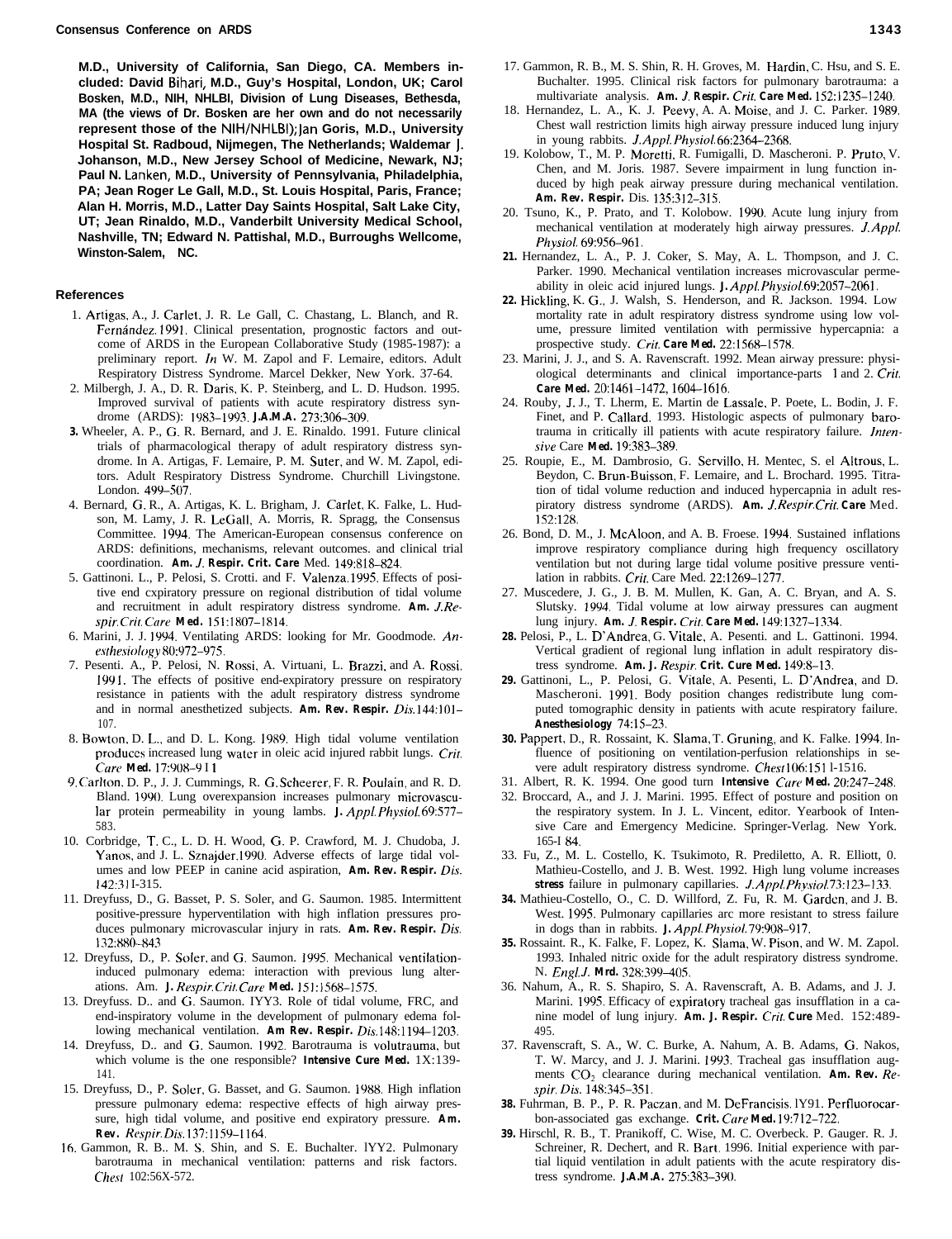**M.D., University of California, San Diego, CA. Members included: David Bihari, M.D., Guy's Hospital, London, UK; Carol Bosken, M.D., NIH, NHLBI, Division of Lung Diseases, Bethesda, MA (the views of Dr. Bosken are her own and do not necessarily represent those of the NIH/NHLBI); Jan Goris, M.D., University Hospital St. Radboud, Nijmegen, The Netherlands; Waldemar J. Johanson, M.D., New Jersey School of Medicine, Newark, NJ; Paul N. Lanken, M.D., University of Pennsylvania, Philadelphia, PA; Jean Roger Le Gall, M.D., St. Louis Hospital, Paris, France; Alan H. Morris, M.D., Latter Day Saints Hospital, Salt Lake City, UT; Jean Rinaldo, M.D., Vanderbilt University Medical School, Nashville, TN; Edward N. Pattishal, M.D., Burroughs Wellcome, Winston-Salem, NC.**

## References

1. Artigas, A., J. Carlet, J. R. Le Gall, C. Chastang, L. Blanch, and R. Fernández. 1991. Clinical presentation, prognostic factors and outcome of ARDS in the European Collaborative Study (1985-1987): a preliminary report. *In* W. M. Zapol and F. Lemaire, editors. Adult Respiratory Distress Syndrome. Marcel Dekker, New York. 37-64.
2. Milbergh, J. A., D. R. Daris, K. P. Steinberg, and L. D. Hudson. 1995. Improved survival of patients with acute respiratory distress syndrome (ARDS): 1983–1993. **J.A.M.A.** 273:306–309.
3. Wheeler, A. P., G. R. Bernard, and J. E. Rinaldo. 1991. Future clinical trials of pharmacological therapy of adult respiratory distress syndrome. In A. Artigas, F. Lemaire, P. M. Suter, and W. M. Zapol, editors. Adult Respiratory Distress Syndrome. Churchill Livingstone. London. 499–507.
4. Bernard, G. R., A. Artigas, K. L. Brigham, J. Carlet, K. Falke, L. Hudson, M. Lamy, J. R. LeGall, A. Morris, R. Spragg, the Consensus Committee. 1994. The American-European consensus conference on ARDS: definitions, mechanisms, relevant outcomes. and clinical trial coordination. **Am. *J.* Respir. Crit. Care** Med. 149:818–824.
5. Gattinoni. L., P. Pelosi, S. Crotti. and F. Valenza. 1995. Effects of positive end cxpiratory pressure on regional distribution of tidal volume and recruitment in adult respiratory distress syndrome. **Am.** *J. Respir. Crit. Care* **Med.** 151:1807–1814.
6. Marini, J. J. 1994. Ventilating ARDS: looking for Mr. Goodmode. *Anesthesiology* 80:972–975.
7. Pesenti. A., P. Pelosi, N. Rossi, A. Virtuani, L. Brazzi, and A. Rossi. 1991. The effects of positive end-expiratory pressure on respiratory resistance in patients with the adult respiratory distress syndrome and in normal anesthetized subjects. **Am. Rev. Respir.** *Dis.* 144:101–107.
8. Bowton, D. L., and D. L. Kong. 1989. High tidal volume ventilation producces increased lung water in oleic acid injured rabbit lungs. *Crit. Care* **Med.** 17:908–911
9. Carlton, D. P., J. J. Cummings, R. G. Scheerer, F. R. Poulain, and R. D. Bland. 1990. Lung overexpansion increases pulmonary microvascular protein permeability in young lambs. **J.** *Appl. Physiol.* 69:577–583.
10. Corbridge, T. C., L. D. H. Wood, G. P. Crawford, M. J. Chudoba, J. Yanos, and J. L. Sznajder. 1990. Adverse effects of large tidal volumes and low PEEP in canine acid aspiration, **Am. Rev. Respir.** *Dis.* 142:311-315.
11. Dreyfuss, D., G. Basset, P. S. Soler, and G. Saumon. 1985. Intermittent positive-pressure hyperventilation with high inflation pressures produces pulmonary microvascular injury in rats. **Am. Rev. Respir.** *Dis.* 132:880–843
12. Dreyfuss, D., P. Soler, and G. Saumon. 1995. Mechanical ventilation-induced pulmonary edema: interaction with previous lung alterations. Am. **J.** *Respir. Crit. Care* **Med.** 151:1568–1575.
13. Dreyfuss, D.. and G. Saumon. IYY3. Role of tidal volume, FRC, and end-inspiratory volume in the development of pulmonary edema following mechanical ventilation. **Am Rev. Respir.** *Dis.* 148:1194–1203.
14. Dreyfuss, D.. and G. Saumon. 1992. Barotrauma is volutrauma, but which volume is the one responsible? **Intensive Cure Med.** 1X:139-141.
15. Dreyfuss, D., P. Soler, G. Basset, and G. Saumon. 1988. High inflation pressure pulmonary edema: respective effects of high airway pressure, high tidal volume, and positive end expiratory pressure. **Am. Rev.** *Respir. Dis.* 137:1159–1164.
16. Gammon, R. B.. M. S. Shin, and S. E. Buchalter. lYY2. Pulmonary barotrauma in mechanical ventilation: patterns and risk factors. *Chest* 102:56X-572.
17. Gammon, R. B., M. S. Shin, R. H. Groves, M. Hardin, C. Hsu, and S. E. Buchalter. 1995. Clinical risk factors for pulmonary barotrauma: a multivariate analysis. **Am.** *J.* **Respir.** *Crit.* **Care Med.** 152:1235–1240.
18. Hernandez, L. A., K. J. Peevy, A. A. Moise, and J. C. Parker. 1989. Chest wall restriction limits high airway pressure induced lung injury in young rabbits. *J. Appl. Physiol.* 66:2364–2368.
19. Kolobow, T., M. P. Moretti, R. Fumigalli, D. Mascheroni. P. Pruto, V. Chen, and M. Joris. 1987. Severe impairment in lung function induced by high peak airway pressure during mechanical ventilation. **Am. Rev. Respir.** Dis. 135:312–315.
20. Tsuno, K., P. Prato, and T. Kolobow. 1990. Acute lung injury from mechanical ventilation at moderately high airway pressures. *J. Appl. Physiol.* 69:956–961.
21. Hernandez, L. A., P. J. Coker, S. May, A. L. Thompson, and J. C. Parker. 1990. Mechanical ventilation increases microvascular permeability in oleic acid injured lungs. **J.** *Appl. Physiol.* 69:2057–2061.
22. Hickling, K. G., J. Walsh, S. Henderson, and R. Jackson. 1994. Low mortality rate in adult respiratory distress syndrome using low volume, pressure limited ventilation with permissive hypercapnia: a prospective study. *Crit.* **Care Med.** 22:1568–1578.
23. Marini, J. J., and S. A. Ravenscraft. 1992. Mean airway pressure: physiological determinants and clinical importance-parts 1 and 2. *Crit.* **Care Med.** 20:1461–1472, 1604–1616.
24. Rouby, J. J., T. Lherm, E. Martin de Lassale, P. Poete, L. Bodin, J. F. Finet, and P. Callard. 1993. Histologic aspects of pulmonary barotrauma in critically ill patients with acute respiratory failure. *Intensive* Care **Med.** 19:383–389.
25. Roupie, E., M. Dambrosio, G. Servillo, H. Mentec, S. el Altrous, L. Beydon, C. Brun-Buisson, F. Lemaire, and L. Brochard. 1995. Titration of tidal volume reduction and induced hypercapnia in adult respiratory distress syndrome (ARDS). **Am.** *J. Respir. Crit.* **Care** Med. 152:128.
26. Bond, D. M., J. McAloon, and A. B. Froese. 1994. Sustained inflations improve respiratory compliance during high frequency oscillatory ventilation but not during large tidal volume positive pressure ventilation in rabbits. *Crit.* Care Med. 22:1269–1277.
27. Muscedere, J. G., J. B. M. Mullen, K. Gan, A. C. Bryan, and A. S. Slutsky. 1994. Tidal volume at low airway pressures can augment lung injury. **Am.** *J.* **Respir.** *Crit.* **Care Med.** 149:1327–1334.
28. Pelosi, P., L. D'Andrea, G. Vitale, A. Pesenti. and L. Gattinoni. 1994. Vertical gradient of regional lung inflation in adult respiratory distress syndrome. **Am. J.** *Respir.* **Crit. Cure Med.** 149:8–13.
29. Gattinoni, L., P. Pelosi, G. Vitale, A. Pesenti, L. D'Andrea, and D. Mascheroni. 1991. Body position changes redistribute lung computed tomographic density in patients with acute respiratory failure. **Anesthesiology** 74:15–23.
30. Pappert, D., R. Rossaint, K. Slama, T. Gruning, and K. Falke. 1994. Influence of positioning on ventilation-perfusion relationships in severe adult respiratory distress syndrome. *Chest* 106:151 1-1516.
31. Albert, R. K. 1994. One good turn **Intensive** *Care* **Med.** 20:247–248.
32. Broccard, A., and J. J. Marini. 1995. Effect of posture and position on the respiratory system. In J. L. Vincent, editor. Yearbook of Intensive Care and Emergency Medicine. Springer-Verlag. New York. 165-l 84.
33. Fu, Z., M. L. Costello, K. Tsukimoto, R. Prediletto, A. R. Elliott, 0. Mathieu-Costello, and J. B. West. 1992. High lung volume increases **stress** failure in pulmonary capillaries. *J. Appl. Physiol.* 73:123–133.
34. Mathieu-Costello, O., C. D. Willford, Z. Fu, R. M. Garden, and J. B. West. 1995. Pulmonary capillaries arc more resistant to stress failure in dogs than in rabbits. **J.** *Appl. Physiol.* 79:908–917.
35. Rossaint. R., K. Falke, F. Lopez, K. Slama, W. Pison, and W. M. Zapol. 1993. Inhaled nitric oxide for the adult respiratory distress syndrome. N. *Engl. J.* **Mrd.** 328:399–405.
36. Nahum, A., R. S. Shapiro, S. A. Ravenscraft, A. B. Adams, and J. J. Marini. 1995. Efficacy of expiratory tracheal gas insufflation in a canine model of lung injury. **Am. J. Respir.** *Crit.* **Cure** Med. 152:489-495.
37. Ravenscraft, S. A., W. C. Burke, A. Nahum, A. B. Adams, G. Nakos, T. W. Marcy, and J. J. Marini. 1993. Tracheal gas insufflation augments $CO_2$ clearance during mechanical ventilation. **Am. Rev.** *Respir. Dis.* 148:345–351.
38. Fuhrman, B. P., P. R. Paczan, and M. DeFrancisis. lY91. Perfluorocarbon-associated gas exchange. **Crit.** *Care* **Med.** 19:712–722.
39. Hirschl, R. B., T. Pranikoff, C. Wise, M. C. Overbeck. P. Gauger. R. J. Schreiner, R. Dechert, and R. Bart. 1996. Initial experience with partial liquid ventilation in adult patients with the acute respiratory distress syndrome. **J.A.M.A.** 275:383–390.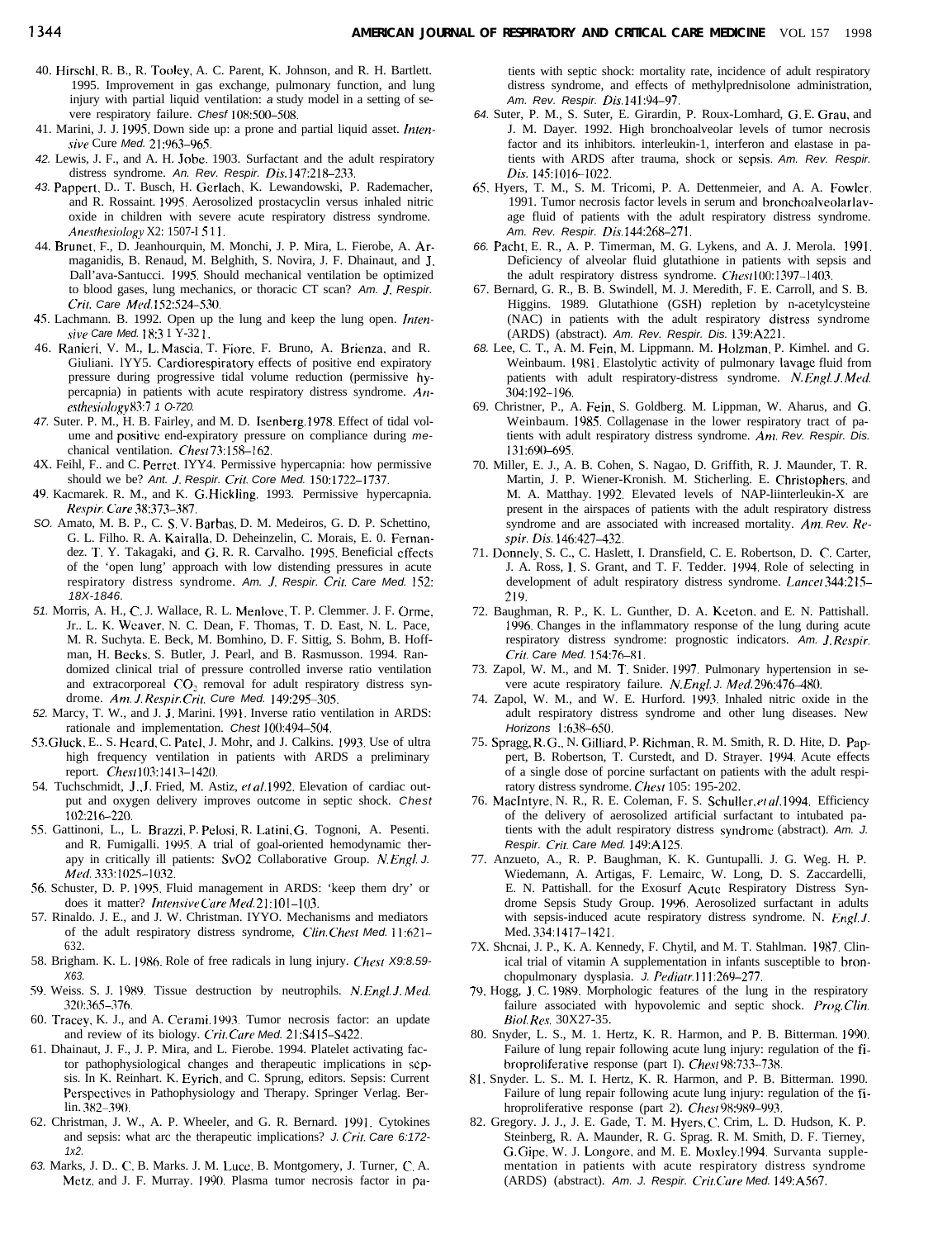40. Hirschl, R. B., R. Tooley, A. C. Parent, K. Johnson, and R. H. Bartlett. 1995. Improvement in gas exchange, pulmonary function, and lung injury with partial liquid ventilation: a study model in a setting of severe respiratory failure. *Chest* 108:500–508.

41. Marini, J. J. 1995. Down side up: a prone and partial liquid asset. *Intensive Care Med.* 21:963–965.

42. Lewis, J. F., and A. H. Jobe. 1903. Surfactant and the adult respiratory distress syndrome. *An. Rev. Respir. Dis.*147:218–233.

43. Pappert, D., T. Busch, H. Gerlach, K. Lewandowski, P. Rademacher, and R. Rossaint. 1995. Aerosolized prostacyclin versus inhaled nitric oxide in children with severe acute respiratory distress syndrome. *Anesthesiology* X2: 1507-1511.

44. Brunet, F., D. Jeanhourquin, M. Monchi, J. P. Mira, L. Fierobe, A. Armaganidis, B. Renaud, M. Belghith, S. Novira, J. F. Dhainaut, and J. Dall'ava-Santucci. 1995. Should mechanical ventilation be optimized to blood gases, lung mechanics, or thoracic CT scan? *Am. J. Respir. Crit. Care Med.*152:524–530.

45. Lachmann. B. 1992. Open up the lung and keep the lung open. *Intensive Care Med.* 18:31 Y-321.

46. Ranieri, V. M., L. Mascia, T. Fiore, F. Bruno, A. Brienza, and R. Giuliani. 1YY5. Cardiorespiratory effects of positive end expiratory pressure during progressive tidal volume reduction (permissive hypercapnia) in patients with acute respiratory distress syndrome. *Anesthesiology*83:7 1 O-720.

47. Suter. P. M., H. B. Fairley, and M. D. Isenberg.1978. Effect of tidal volume and positive end-expiratory pressure on compliance during mechanical ventilation. *Chest* 73:158–162.

4X. Feihl, F., and C. Perret. IYY4. Permissive hypercapnia: how permissive should we be? *Ant. J. Respir. Crit. Core Med.* 150:1722–1737.

49. Kacmarek. R. M., and K. G.Hickling. 1993. Permissive hypercapnia. *Respir. Care* 38:373–387.

SO. Amato, M. B. P., C. S. V. Barbas, D. M. Medeiros, G. D. P. Schettino, G. L. Filho. R. A. Kairalla, D. Deheinzelin, C. Morais, E. 0. Fernandez. T. Y. Takagaki, and G. R. R. Carvalho. 1995. Beneficial effects of the 'open lung' approach with low distending pressures in acute respiratory distress syndrome. *Am. J. Respir. Crit. Care Med.* 152: 18X-1846.

51. Morris, A. H., C. J. Wallace, R. L. Menlove, T. P. Clemmer. J. F. Orme, Jr.. L. K. Weaver, N. C. Dean, F. Thomas, T. D. East, N. L. Pace, M. R. Suchyta. E. Beck, M. Bomhino, D. F. Sittig, S. Bohm, B. Hoffman, H. Becks. S. Butler, J. Pearl, and B. Rasmusson. 1994. Randomized clinical trial of pressure controlled inverse ratio ventilation and extracorporeal $CO_2$ removal for adult respiratory distress syndrome. *Am. J. Respir. Crit. Cure Med.* 149:295–305.

52. Marcy, T. W., and J. J. Marini. 1991. Inverse ratio ventilation in ARDS: rationale and implementation. *Chest* 100:494–504.

53. Gluck, E.. S. Heard, C. Patel, J. Mohr, and J. Calkins. 1993. Use of ultra high frequency ventilation in patients with ARDS a preliminary report. *Chest*103:1413–1420.

54. Tuchschmidt, J., J. Fried, M. Astiz, *et al.*1992. Elevation of cardiac output and oxygen delivery improves outcome in septic shock. *Chest* 102:216–220.

55. Gattinoni, L., L. Brazzi, P. Pelosi, R. Latini, G. Tognoni, A. Pesenti. and R. Fumigalli. 1995. A trial of goal-oriented hemodynamic therapy in critically ill patients: SvO2 Collaborative Group. *N. Engl. J. Med.* 333:1025–1032.

56. Schuster, D. P. 1995. Fluid management in ARDS: 'keep them dry' or does it matter? *Intensive Care Med.* 21:101–103.

57. Rinaldo. J. E., and J. W. Christman. IYYO. Mechanisms and mediators of the adult respiratory distress syndrome, *Clin. Chest Med.* 11:621–632.

58. Brigham. K. L. 1986. Role of free radicals in lung injury. *Chest* X9:8.59-X63.

59. Weiss. S. J. 1989. Tissue destruction by neutrophils. *N. Engl. J. Med.* 320:365–376.

60. Tracey, K. J., and A. Cerami. 1993. Tumor necrosis factor: an update and review of its biology. *Crit. Care Med.* 21:S415–S422.

61. Dhainaut, J. F., J. P. Mira, and L. Fierobe. 1994. Platelet activating factor pathophysiological changes and therapeutic implications in sepsis. In K. Reinhart. K. Eyrich, and C. Sprung, editors. Sepsis: Current Perspectives in Pathophysiology and Therapy. Springer Verlag. Berlin. 382–390.

62. Christman, J. W., A. P. Wheeler, and G. R. Bernard. 1991. Cytokines and sepsis: what arc the therapeutic implications? *J. Crit. Care 6:172-1x2.*

63. Marks, J. D.. C. B. Marks. J. M. Luce, B. Montgomery, J. Turner, C. A. Metz, and J. F. Murray. 1990. Plasma tumor necrosis factor in patients with septic shock: mortality rate, incidence of adult respiratory distress syndrome, and effects of methylprednisolone administration, *Am. Rev. Respir. Dis.*141:94–97.

64. Suter, P. M., S. Suter, E. Girardin, P. Roux-Lomhard, G. E. Grau, and J. M. Dayer. 1992. High bronchoalveolar levels of tumor necrosis factor and its inhibitors. interleukin-1, interferon and elastase in patients with ARDS after trauma, shock or sepsis. *Am. Rev. Respir. Dis.* 145:1016–1022.

65. Hyers, T. M., S. M. Tricomi, P. A. Dettenmeier, and A. A. Fowler. 1991. Tumor necrosis factor levels in serum and bronchoalveolar lavage fluid of patients with the adult respiratory distress syndrome. *Am. Rev. Respir. Dis.*144:268–271.

66. Pacht, E. R., A. P. Timerman, M. G. Lykens, and A. J. Merola. 1991. Deficiency of alveolar fluid glutathione in patients with sepsis and the adult respiratory distress syndrome. *Chest*100:1397–1403.

67. Bernard, G. R., B. B. Swindell, M. J. Meredith, F. E. Carroll, and S. B. Higgins. 1989. Glutathione (GSH) repletion by n-acetylcysteine (NAC) in patients with the adult respiratory distress syndrome (ARDS) (abstract). *Am. Rev. Respir. Dis.* 139:A221.

68. Lee, C. T., A. M. Fein, M. Lippmann. M. Holzman, P. Kimhel. and G. Weinbaum. 1981. Elastolytic activity of pulmonary lavage fluid from patients with adult respiratory-distress syndrome. *N. Engl. J. Med.* 304:192–196.

69. Christner, P., A. Fein, S. Goldberg. M. Lippman, W. Aharus, and G. Weinbaum. 1985. Collagenase in the lower respiratory tract of patients with adult respiratory distress syndrome. *Am. Rev. Respir. Dis.* 131:690–695.

70. Miller, E. J., A. B. Cohen, S. Nagao, D. Griffith, R. J. Maunder, T. R. Martin, J. P. Wiener-Kronish. M. Sticherling. E. Christophers, and M. A. Matthay. 1992. Elevated levels of NAP-liinterleukin-X are present in the airspaces of patients with the adult respiratory distress syndrome and are associated with increased mortality. *Am. Rev. Respir. Dis.*146:427–432.

71. Donnely, S. C., C. Haslett, I. Dransfield, C. E. Robertson, D. C. Carter, J. A. Ross, I. S. Grant, and T. F. Tedder. 1994. Role of selecting in development of adult respiratory distress syndrome. *Lancet* 344:215–219.

72. Baughman, R. P., K. L. Gunther, D. A. Keeton, and E. N. Pattishall. 1996. Changes in the inflammatory response of the lung during acute respiratory distress syndrome: prognostic indicators. *Am. J. Respir. Crit. Care Med.* 154:76–81.

73. Zapol, W. M., and M. T. Snider. 1997. Pulmonary hypertension in severe acute respiratory failure. *N. Engl. J. Med.*296:476–480.

74. Zapol, W. M., and W. E. Hurford. 1993. Inhaled nitric oxide in the adult respiratory distress syndrome and other lung diseases. New *Horizons* 1:638–650.

75. Spragg, R. G., N. Gilliard, P. Richman, R. M. Smith, R. D. Hite, D. Pappert, B. Robertson, T. Curstedt, and D. Strayer. 1994. Acute effects of a single dose of porcine surfactant on patients with the adult respiratory distress syndrome. *Chest* 105: 195-202.

76. MacIntyre, N. R., R. E. Coleman, F. S. Schuller, *et al.*1994. Efficiency of the delivery of aerosolized artificial surfactant to intubated patients with the adult respiratory distress syndrome (abstract). *Am. J. Respir. Crit. Care Med.* 149:A125.

77. Anzueto, A., R. P. Baughman, K. K. Guntupalli. J. G. Weg. H. P. Wiedemann, A. Artigas, F. Lemairc, W. Long, D. S. Zaccardelli, E. N. Pattishall. for the Exosurf Acute Respiratory Distress Syndrome Sepsis Study Group. 1996. Aerosolized surfactant in adults with sepsis-induced acute respiratory distress syndrome. N. *Engl. J.* Med. 334:1417–1421.

7X. Shcnai, J. P., K. A. Kennedy, F. Chytil, and M. T. Stahlman. 1987. Clinical trial of vitamin A supplementation in infants susceptible to bronchopulmonary dysplasia. *J. Pediatr.*111:269–277.

79. Hogg, J. C. 1989. Morphologic features of the lung in the respiratory failure associated with hypovolemic and septic shock. *Prog. Clin. Biol. Res.* 30X27-35.

80. Snyder, L. S., M. 1. Hertz, K. R. Harmon, and P. B. Bitterman. 1990. Failure of lung repair following acute lung injury: regulation of the fibroproliferative response (part I). *Chest* 98:733–738.

81. Snyder. L. S.. M. I. Hertz, K. R. Harmon, and P. B. Bitterman. 1990. Failure of lung repair following acute lung injury: regulation of the fihroproliferative response (part 2). *Chest* 98:989–993.

82. Gregory. J. J., J. E. Gade, T. M. Hyers, C. Crim, L. D. Hudson, K. P. Steinberg, R. A. Maunder, R. G. Sprag. R. M. Smith, D. F. Tierney, G. Gipe, W. J. Longore, and M. E. Moxley.1994. Survanta supplementation in patients with acute respiratory distress syndrome (ARDS) (abstract). *Am. J. Respir. Crit. Care Med.* 149:A567.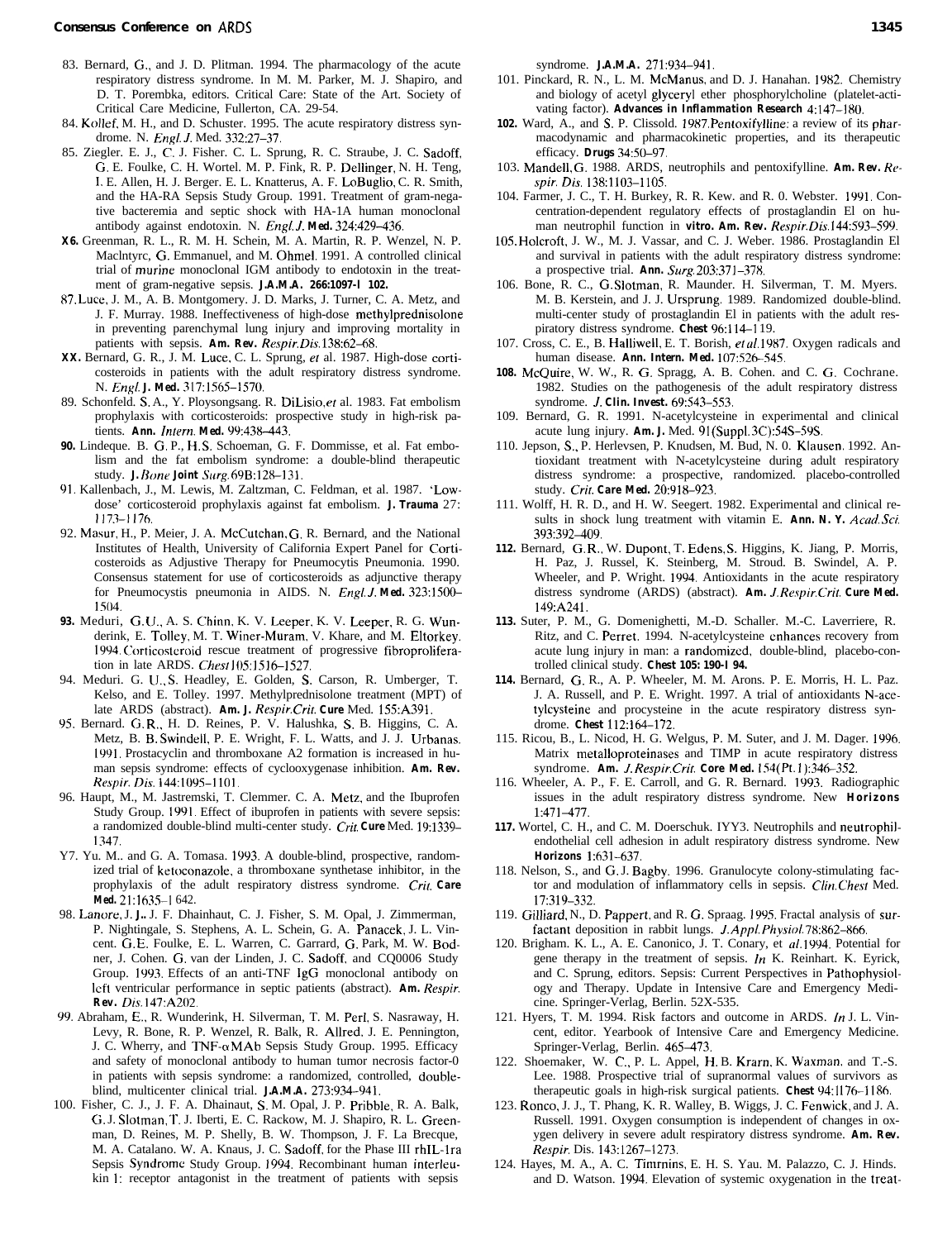83. Bernard, G., and J. D. Plitman. 1994. The pharmacology of the acute respiratory distress syndrome. In M. M. Parker, M. J. Shapiro, and D. T. Porembka, editors. Critical Care: State of the Art. Society of Critical Care Medicine, Fullerton, CA. 29-54.

84. Kollef, M. H., and D. Schuster. 1995. The acute respiratory distress syndrome. N. Engl. J. Med. 332:27–37.

85. Ziegler. E. J., C. J. Fisher. C. L. Sprung, R. C. Straube, J. C. Sadoff, G. E. Foulke, C. H. Wortel. M. P. Fink, R. P. Dellinger, N. H. Teng, I. E. Allen, H. J. Berger. E. L. Knatterus, A. F. LoBuglio, C. R. Smith, and the HA-RA Sepsis Study Group. 1991. Treatment of gram-negative bacteremia and septic shock with HA-1A human monoclonal antibody against endotoxin. N. Engl. J. Med. 324:429–436.

86. Greenman, R. L., R. M. H. Schein, M. A. Martin, R. P. Wenzel, N. P. Maclntyre, G. Emmanuel, and M. Ohmel. 1991. A controlled clinical trial of murine monoclonal IGM antibody to endotoxin in the treatment of gram-negative sepsis. J.A.M.A. 266:1097-1102.

87. Luce, J. M., A. B. Montgomery. J. D. Marks, J. Turner, C. A. Metz, and J. F. Murray. 1988. Ineffectiveness of high-dose methylprednisolone in preventing parenchymal lung injury and improving mortality in patients with sepsis. Am. Rev. Respir. Dis. 138:62–68.

88. Bernard, G. R., J. M. Luce, C. L. Sprung, et al. 1987. High-dose corticosteroids in patients with the adult respiratory distress syndrome. N. Engl. J. Med. 317:1565–1570.

89. Schonfeld. S. A., Y. Ploysongsang. R. DiLisio, et al. 1983. Fat embolism prophylaxis with corticosteroids: prospective study in high-risk patients. Ann. Intern. Med. 99:438–443.

90. Lindeque. B. G. P., H. S. Schoeman, G. F. Dommisse, et al. Fat embolism and the fat embolism syndrome: a double-blind therapeutic study. J. Bone Joint Surg. 69B:128–131.

91. Kallenbach, J., M. Lewis, M. Zaltzman, C. Feldman, et al. 1987. 'Low-dose' corticosteroid prophylaxis against fat embolism. J. Trauma 27: 1173–1176.

92. Masur, H., P. Meier, J. A. McCutchan, G. R. Bernard, and the National Institutes of Health, University of California Expert Panel for Corticosteroids as Adjustive Therapy for Pneumocytis Pneumonia. 1990. Consensus statement for use of corticosteroids as adjunctive therapy for Pneumocystis pneumonia in AIDS. N. Engl. J. Med. 323:1500–1504.

93. Meduri, G. U., A. S. Chinn, K. V. Leeper, K. V. Leeper, R. G. Wunderink, E. Tolley, M. T. Winer-Muram, V. Khare, and M. Eltorkey. 1994. Corticosteroid rescue treatment of progressive fibroproliferation in late ARDS. Chest 105:1516–1527.

94. Meduri. G. U., S. Headley, E. Golden, S. Carson, R. Umberger, T. Kelso, and E. Tolley. 1997. Methylprednisolone treatment (MPT) of late ARDS (abstract). Am. J. Respir. Crit. Cure Med. 155:A391.

95. Bernard. G. R., H. D. Reines, P. V. Halushka, S. B. Higgins, C. A. Metz, B. B. Swindell, P. E. Wright, F. L. Watts, and J. J. Urbanas. 1991. Prostacyclin and thromboxane A2 formation is increased in human sepsis syndrome: effects of cyclooxygenase inhibition. Am. Rev. Respir. Dis. 144:1095–1101.

96. Haupt, M., M. Jastremski, T. Clemmer. C. A. Metz, and the Ibuprofen Study Group. 1991. Effect of ibuprofen in patients with severe sepsis: a randomized double-blind multi-center study. Crit. Cure Med. 19:1339–1347.

97. Yu. M.. and G. A. Tomasa. 1993. A double-blind, prospective, randomized trial of ketoconazole, a thromboxane synthetase inhibitor, in the prophylaxis of the adult respiratory distress syndrome. Crit. Care Med. 21:1635–1642.

98. Lanore, J. J.. J. F. Dhainhaut, C. J. Fisher, S. M. Opal, J. Zimmerman, P. Nightingale, S. Stephens, A. L. Schein, G. A. Panacek, J. L. Vincent. G. E. Foulke, E. L. Warren, C. Garrard, G. Park, M. W. Bodner, J. Cohen. G. van der Linden, J. C. Sadoff, and CQ0006 Study Group. 1993. Effects of an anti-TNF IgG monoclonal antibody on left ventricular performance in septic patients (abstract). Am. Respir. Rev. Dis. 147:A202.

99. Abraham, E., R. Wunderink, H. Silverman, T. M. Perl, S. Nasraway, H. Levy, R. Bone, R. P. Wenzel, R. Balk, R. Allred, J. E. Pennington, J. C. Wherry, and TNF-αMAb Sepsis Study Group. 1995. Efficacy and safety of monoclonal antibody to human tumor necrosis factor-0 in patients with sepsis syndrome: a randomized, controlled, double-blind, multicenter clinical trial. J.A.M.A. 273:934–941.

100. Fisher, C. J., J. F. A. Dhainaut, S. M. Opal, J. P. Pribble, R. A. Balk, G. J. Slotman, T. J. Iberti, E. C. Rackow, M. J. Shapiro, R. L. Greenman, D. Reines, M. P. Shelly, B. W. Thompson, J. F. La Brecque, M. A. Catalano. W. A. Knaus, J. C. Sadoff, for the Phase III rhIL-1ra Sepsis Syndrome Study Group. 1994. Recombinant human interleukin 1: receptor antagonist in the treatment of patients with sepsis syndrome. J.A.M.A. 271:934–941.

101. Pinckard, R. N., L. M. McManus, and D. J. Hanahan. 1982. Chemistry and biology of acetyl glyceryl ether phosphorylcholine (platelet-activating factor). Advances in Inflammation Research 4:147–180.

102. Ward, A., and S. P. Clissold. 1987. Pentoxifylline: a review of its pharmacodynamic and pharmacokinetic properties, and its therapeutic efficacy. Drugs 34:50–97.

103. Mandell, G. 1988. ARDS, neutrophils and pentoxifylline. Am. Rev. Respir. Dis. 138:1103–1105.

104. Farmer, J. C., T. H. Burkey, R. R. Kew. and R. 0. Webster. 1991. Concentration-dependent regulatory effects of prostaglandin El on human neutrophil function in vitro. Am. Rev. Respir. Dis. 144:593–599.

105. Holcroft, J. W., M. J. Vassar, and C. J. Weber. 1986. Prostaglandin El and survival in patients with the adult respiratory distress syndrome: a prospective trial. Ann. Surg. 203:371–378.

106. Bone, R. C., G. Slotman, R. Maunder. H. Silverman, T. M. Myers. M. B. Kerstein, and J. J. Ursprung. 1989. Randomized double-blind. multi-center study of prostaglandin El in patients with the adult respiratory distress syndrome. Chest 96:114–119.

107. Cross, C. E., B. Halliwell, E. T. Borish, et al. 1987. Oxygen radicals and human disease. Ann. Intern. Med. 107:526–545.

108. McQuire, W. W., R. G. Spragg, A. B. Cohen. and C. G. Cochrane. 1982. Studies on the pathogenesis of the adult respiratory distress syndrome. J. Clin. Invest. 69:543–553.

109. Bernard, G. R. 1991. N-acetylcysteine in experimental and clinical acute lung injury. Am. J. Med. 91(Suppl. 3C):54S–59S.

110. Jepson, S., P. Herlevsen, P. Knudsen, M. Bud, N. 0. Klausen. 1992. Antioxidant treatment with N-acetylcysteine during adult respiratory distress syndrome: a prospective, randomized. placebo-controlled study. Crit. Care Med. 20:918–923.

111. Wolff, H. R. D., and H. W. Seegert. 1982. Experimental and clinical results in shock lung treatment with vitamin E. Ann. N. Y. Acad. Sci. 393:392–409.

112. Bernard, G. R., W. Dupont, T. Edens, S. Higgins, K. Jiang, P. Morris, H. Paz, J. Russel, K. Steinberg, M. Stroud. B. Swindel, A. P. Wheeler, and P. Wright. 1994. Antioxidants in the acute respiratory distress syndrome (ARDS) (abstract). Am. J. Respir. Crit. Cure Med. 149:A241.

113. Suter, P. M., G. Domenighetti, M.-D. Schaller. M.-C. Laverriere, R. Ritz, and C. Perret. 1994. N-acetylcysteine enhances recovery from acute lung injury in man: a randomized, double-blind, placebo-controlled clinical study. Chest 105: 190-194.

114. Bernard, G. R., A. P. Wheeler, M. M. Arons. P. E. Morris, H. L. Paz. J. A. Russell, and P. E. Wright. 1997. A trial of antioxidants N-acetylcysteine and procysteine in the acute respiratory distress syndrome. Chest 112:164–172.

115. Ricou, B., L. Nicod, H. G. Welgus, P. M. Suter, and J. M. Dager. 1996. Matrix metalloproteinases and TIMP in acute respiratory distress syndrome. Am. J. Respir. Crit. Core Med. 154(Pt. 1):346–352.

116. Wheeler, A. P., F. E. Carroll, and G. R. Bernard. 1993. Radiographic issues in the adult respiratory distress syndrome. New Horizons 1:471–477.

117. Wortel, C. H., and C. M. Doerschuk. IYY3. Neutrophils and neutrophil-endothelial cell adhesion in adult respiratory distress syndrome. New Horizons 1:631–637.

118. Nelson, S., and G. J. Bagby. 1996. Granulocyte colony-stimulating factor and modulation of inflammatory cells in sepsis. Clin. Chest Med. 17:319–332.

119. Gilliard, N., D. Pappert, and R. G. Spraag. 1995. Fractal analysis of surfactant deposition in rabbit lungs. J. Appl. Physiol. 78:862–866.

120. Brigham. K. L., A. E. Canonico, J. T. Conary, et al. 1994. Potential for gene therapy in the treatment of sepsis. In K. Reinhart. K. Eyrick, and C. Sprung, editors. Sepsis: Current Perspectives in Pathophysiology and Therapy. Update in Intensive Care and Emergency Medicine. Springer-Verlag, Berlin. 52X-535.

121. Hyers, T. M. 1994. Risk factors and outcome in ARDS. In J. L. Vincent, editor. Yearbook of Intensive Care and Emergency Medicine. Springer-Verlag, Berlin. 465–473.

122. Shoemaker, W. C., P. L. Appel, H. B. Krarn. K. Waxman. and T.-S. Lee. 1988. Prospective trial of supranormal values of survivors as therapeutic goals in high-risk surgical patients. Chest 94:1176–1186.

123. Ronco, J. J., T. Phang, K. R. Walley, B. Wiggs, J. C. Fenwick, and J. A. Russell. 1991. Oxygen consumption is independent of changes in oxygen delivery in severe adult respiratory distress syndrome. Am. Rev. Respir. Dis. 143:1267–1273.

124. Hayes, M. A., A. C. Timrnins, E. H. S. Yau. M. Palazzo, C. J. Hinds. and D. Watson. 1994. Elevation of systemic oxygenation in the treat-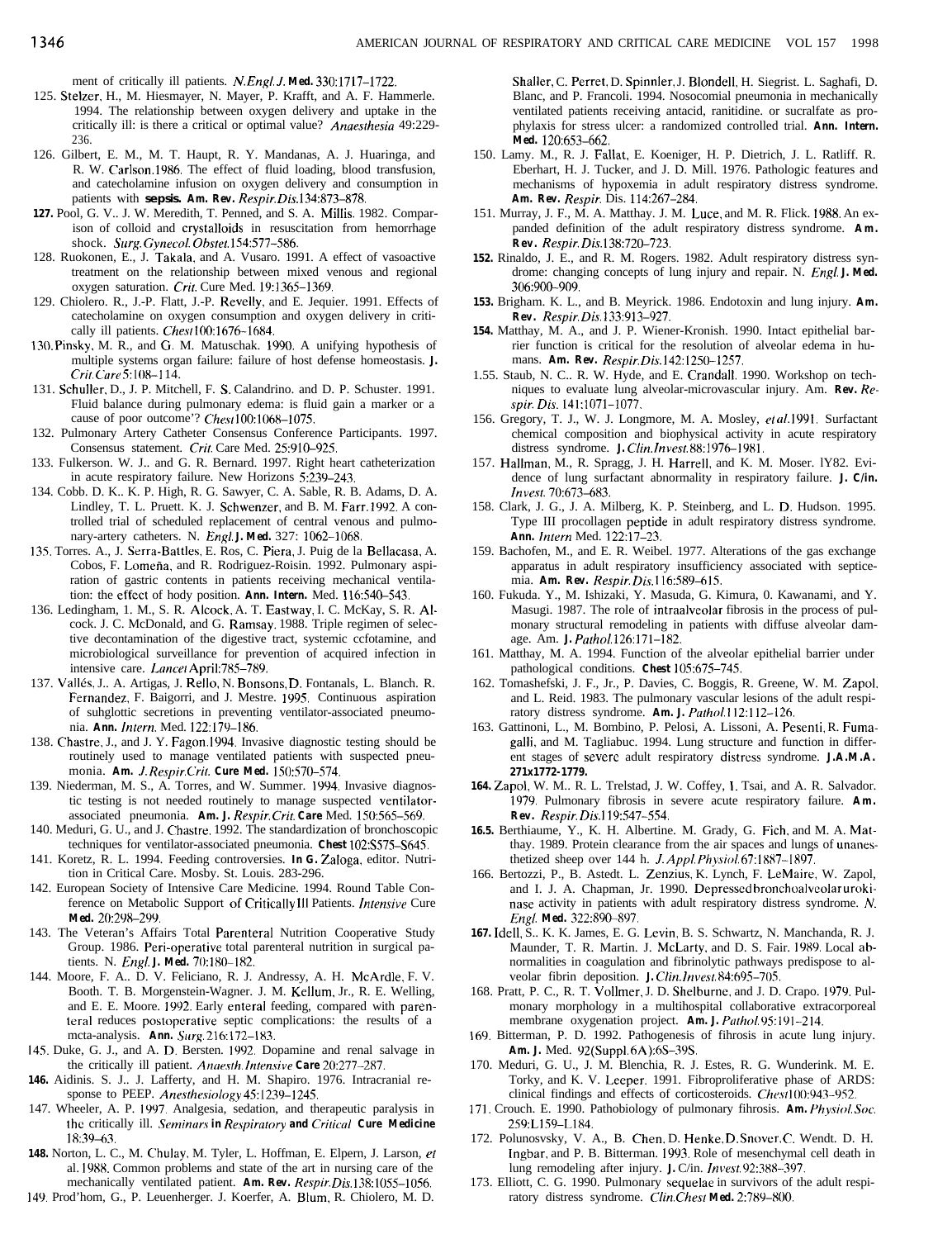ment of critically ill patients. *N. Engl. J. Med.* 330:1717–1722.

125. Stelzer, H., M. Hiesmayer, N. Mayer, P. Krafft, and A. F. Hammerle. 1994. The relationship between oxygen delivery and uptake in the critically ill: is there a critical or optimal value? *Anaesthesia* 49:229-236.

126. Gilbert, E. M., M. T. Haupt, R. Y. Mandanas, A. J. Huaringa, and R. W. Carlson. 1986. The effect of fluid loading, blood transfusion, and catecholamine infusion on oxygen delivery and consumption in patients with sepsis. *Am. Rev. Respir. Dis.* 134:873–878.

127. Pool, G. V., J. W. Meredith, T. Penned, and S. A. Millis. 1982. Comparison of colloid and crystalloids in resuscitation from hemorrhage shock. *Surg. Gynecol. Obstet.* 154:577–586.

128. Ruokonen, E., J. Takala, and A. Vusaro. 1991. A effect of vasoactive treatment on the relationship between mixed venous and regional oxygen saturation. *Crit. Cure Med.* 19:1365–1369.

129. Chiolero. R., J.-P. Flatt, J.-P. Revelly, and E. Jequier. 1991. Effects of catecholamine on oxygen consumption and oxygen delivery in critically ill patients. *Chest* 100:1676–1684.

130. Pinsky, M. R., and G. M. Matuschak. 1990. A unifying hypothesis of multiple systems organ failure: failure of host defense homeostasis. *J. Crit. Care* 5:108–114.

131. Schuller, D., J. P. Mitchell, F. S. Calandrino. and D. P. Schuster. 1991. Fluid balance during pulmonary edema: is fluid gain a marker or a cause of poor outcome'? *Chest* 100:1068–1075.

132. Pulmonary Artery Catheter Consensus Conference Participants. 1997. Consensus statement. *Crit. Care Med.* 25:910–925.

133. Fulkerson. W. J.. and G. R. Bernard. 1997. Right heart catheterization in acute respiratory failure. New Horizons 5:239–243.

134. Cobb. D. K.. K. P. High, R. G. Sawyer, C. A. Sable, R. B. Adams, D. A. Lindley, T. L. Pruett. K. J. Schwenzer, and B. M. Farr. 1992. A controlled trial of scheduled replacement of central venous and pulmonary-artery catheters. *N. Engl. J. Med.* 327: 1062–1068.

135. Torres. A., J. Serra-Battles, E. Ros, C. Piera, J. Puig de la Bellacasa, A. Cobos, F. Lomeña, and R. Rodriguez-Roisin. 1992. Pulmonary aspiration of gastric contents in patients receiving mechanical ventilation: the effect of hody position. *Ann. Intern. Med.* 116:540–543.

136. Ledingham, 1. M., S. R. Alcock, A. T. Eastway, I. C. McKay, S. R. Alcock. J. C. McDonald, and G. Ramsay. 1988. Triple regimen of selective decontamination of the digestive tract, systemic ccfotamine, and microbiological surveillance for prevention of acquired infection in intensive care. *Lancet* April:785–789.

137. Vallés, J.. A. Artigas, J. Rello, N. Bonsons, D. Fontanals, L. Blanch. R. Fernandez, F. Baigorri, and J. Mestre. 1995. Continuous aspiration of suhglottic secretions in preventing ventilator-associated pneumonia. *Ann. Intern. Med.* 122:179–186.

138. Chastre, J., and J. Y. Fagon. 1994. Invasive diagnostic testing should be routinely used to manage ventilated patients with suspected pneumonia. *Am. J. Respir. Crit. Cure Med.* 150:570–574.

139. Niederman, M. S., A. Torres, and W. Summer. 1994. Invasive diagnostic testing is not needed routinely to manage suspected ventilator-associated pneumonia. *Am. J. Respir. Crit. Care Med.* 150:565–569.

140. Meduri, G. U., and J. Chastre. 1992. The standardization of bronchoscopic techniques for ventilator-associated pneumonia. *Chest* 102:S575–S645.

141. Koretz, R. L. 1994. Feeding controversies. In G. Zaloga, editor. Nutrition in Critical Care. Mosby. St. Louis. 283-296.

142. European Society of Intensive Care Medicine. 1994. Round Table Conference on Metabolic Support of Critically Ill Patients. *Intensive Cure Med.* 20:298–299.

143. The Veteran's Affairs Total Parenteral Nutrition Cooperative Study Group. 1986. Peri-operative total parenteral nutrition in surgical patients. *N. Engl. J. Med.* 70:180–182.

144. Moore, F. A.. D. V. Feliciano, R. J. Andressy, A. H. McArdle, F. V. Booth. T. B. Morgenstein-Wagner. J. M. Kellum, Jr., R. E. Welling, and E. E. Moore. 1992. Early enteral feeding, compared with parenteral reduces postoperative septic complications: the results of a mcta-analysis. *Ann. Surg.* 216:172–183.

145. Duke, G. J., and A. D. Bersten. 1992. Dopamine and renal salvage in the critically ill patient. *Anaesth. Intensive Care* 20:277–287.

146. Aidinis. S. J.. J. Lafferty, and H. M. Shapiro. 1976. Intracranial response to PEEP. *Anesthesiology* 45:1239–1245.

147. Wheeler, A. P. 1997. Analgesia, sedation, and therapeutic paralysis in the critically ill. *Seminars in Respiratory and Critical Cure Medicine* 18:39–63.

148. Norton, L. C., M. Chulay, M. Tyler, L. Hoffman, E. Elpern, J. Larson, *et al.* 1988. Common problems and state of the art in nursing care of the mechanically ventilated patient. *Am. Rev. Respir. Dis.* 138:1055–1056.

149. Prod'hom, G., P. Leuenherger. J. Koerfer, A. Blum, R. Chiolero, M. D. Shaller, C. Perret, D. Spinnler, J. Blondell, H. Siegrist. L. Saghafi, D. Blanc, and P. Francoli. 1994. Nosocomial pneumonia in mechanically ventilated patients receiving antacid, ranitidine. or sucralfate as prophylaxis for stress ulcer: a randomized controlled trial. *Ann. Intern. Med.* 120:653–662.

150. Lamy. M., R. J. Fallat, E. Koeniger, H. P. Dietrich, J. L. Ratliff. R. Eberhart, H. J. Tucker, and J. D. Mill. 1976. Pathologic features and mechanisms of hypoxemia in adult respiratory distress syndrome. *Am. Rev. Respir. Dis.* 114:267–284.

151. Murray, J. F., M. A. Matthay. J. M. Luce, and M. R. Flick. 1988. An expanded definition of the adult respiratory distress syndrome. *Am. Rev. Respir. Dis.* 138:720–723.

152. Rinaldo, J. E., and R. M. Rogers. 1982. Adult respiratory distress syndrome: changing concepts of lung injury and repair. *N. Engl. J. Med.* 306:900–909.

153. Brigham. K. L., and B. Meyrick. 1986. Endotoxin and lung injury. *Am. Rev. Respir. Dis.* 133:913–927.

154. Matthay, M. A., and J. P. Wiener-Kronish. 1990. Intact epithelial barrier function is critical for the resolution of alveolar edema in humans. *Am. Rev. Respir. Dis.* 142:1250–1257.

155. Staub, N. C.. R. W. Hyde, and E. Crandall. 1990. Workshop on techniques to evaluate lung alveolar-microvascular injury. *Am. Rev. Respir. Dis.* 141:1071–1077.

156. Gregory, T. J., W. J. Longmore, M. A. Mosley, *et al.* 1991. Surfactant chemical composition and biophysical activity in acute respiratory distress syndrome. *J. Clin. Invest.* 88:1976–1981.

157. Hallman, M., R. Spragg, J. H. Harrell, and K. M. Moser. 1Y82. Evidence of lung surfactant abnormality in respiratory failure. *J. C/in. Invest.* 70:673–683.

158. Clark, J. G., J. A. Milberg, K. P. Steinberg, and L. D. Hudson. 1995. Type III procollagen peptide in adult respiratory distress syndrome. *Ann. Intern Med.* 122:17–23.

159. Bachofen, M., and E. R. Weibel. 1977. Alterations of the gas exchange apparatus in adult respiratory insufficiency associated with septicemia. *Am. Rev. Respir. Dis.* 116:589–615.

160. Fukuda. Y., M. Ishizaki, Y. Masuda, G. Kimura, 0. Kawanami, and Y. Masugi. 1987. The role of intraalveolar fibrosis in the process of pulmonary structural remodeling in patients with diffuse alveolar damage. *Am. J. Pathol.* 126:171–182.

161. Matthay, M. A. 1994. Function of the alveolar epithelial barrier under pathological conditions. *Chest* 105:675–745.

162. Tomashefski, J. F., Jr., P. Davies, C. Boggis, R. Greene, W. M. Zapol, and L. Reid. 1983. The pulmonary vascular lesions of the adult respiratory distress syndrome. *Am. J. Pathol.* 112:112–126.

163. Gattinoni, L., M. Bombino, P. Pelosi, A. Lissoni, A. Pesenti, R. Fumagalli, and M. Tagliabuc. 1994. Lung structure and function in different stages of severe adult respiratory distress syndrome. *J.A.M.A.* 271x1772-1779.

164. Zapol, W. M.. R. L. Trelstad, J. W. Coffey, I. Tsai, and A. R. Salvador. 1979. Pulmonary fibrosis in severe acute respiratory failure. *Am. Rev. Respir. Dis.* 119:547–554.

165. Berthiaume, Y., K. H. Albertine. M. Grady, G. Fich, and M. A. Matthay. 1989. Protein clearance from the air spaces and lungs of unanesthetized sheep over 144 h. *J. Appl. Physiol.* 67:1887–1897.

166. Bertozzi, P., B. Astedt. L. Zenzius, K. Lynch, F. LeMaire, W. Zapol, and I. J. A. Chapman, Jr. 1990. Depressed bronchoalveolar urokinase activity in patients with adult respiratory distress syndrome. *N. Engl. Med.* 322:890–897.

167. Idell, S.. K. K. James, E. G. Levin, B. S. Schwartz, N. Manchanda, R. J. Maunder, T. R. Martin. J. McLarty, and D. S. Fair. 1989. Local abnormalities in coagulation and fibrinolytic pathways predispose to alveolar fibrin deposition. *J. Clin. Invest.* 84:695–705.

168. Pratt, P. C., R. T. Vollmer, J. D. Shelburne, and J. D. Crapo. 1979. Pulmonary morphology in a multihospital collaborative extracorporeal membrane oxygenation project. *Am. J. Pathol.* 95:191–214.

169. Bitterman, P. D. 1992. Pathogenesis of fihrosis in acute lung injury. *Am. J. Med.* 92(Suppl. 6A):6S–39S.

170. Meduri, G. U., J. M. Blenchia, R. J. Estes, R. G. Wunderink. M. E. Torky, and K. V. Leeper. 1991. Fibroproliferative phase of ARDS: clinical findings and effects of corticosteroids. *Chest* 100:943–952.

171. Crouch. E. 1990. Pathobiology of pulmonary fibrosis. *Am. Physiol. Soc.* 259:L159–L184.

172. Polunosvsky, V. A., B. Chen, D. Henke, D. Snover, C. Wendt. D. H. Ingbar, and P. B. Bitterman. 1993. Role of mesenchymal cell death in lung remodeling after injury. *J. C/in. Invest.* 92:388–397.

173. Elliott, C. G. 1990. Pulmonary sequelae in survivors of the adult respiratory distress syndrome. *Clin. Chest Med.* 2:789–800.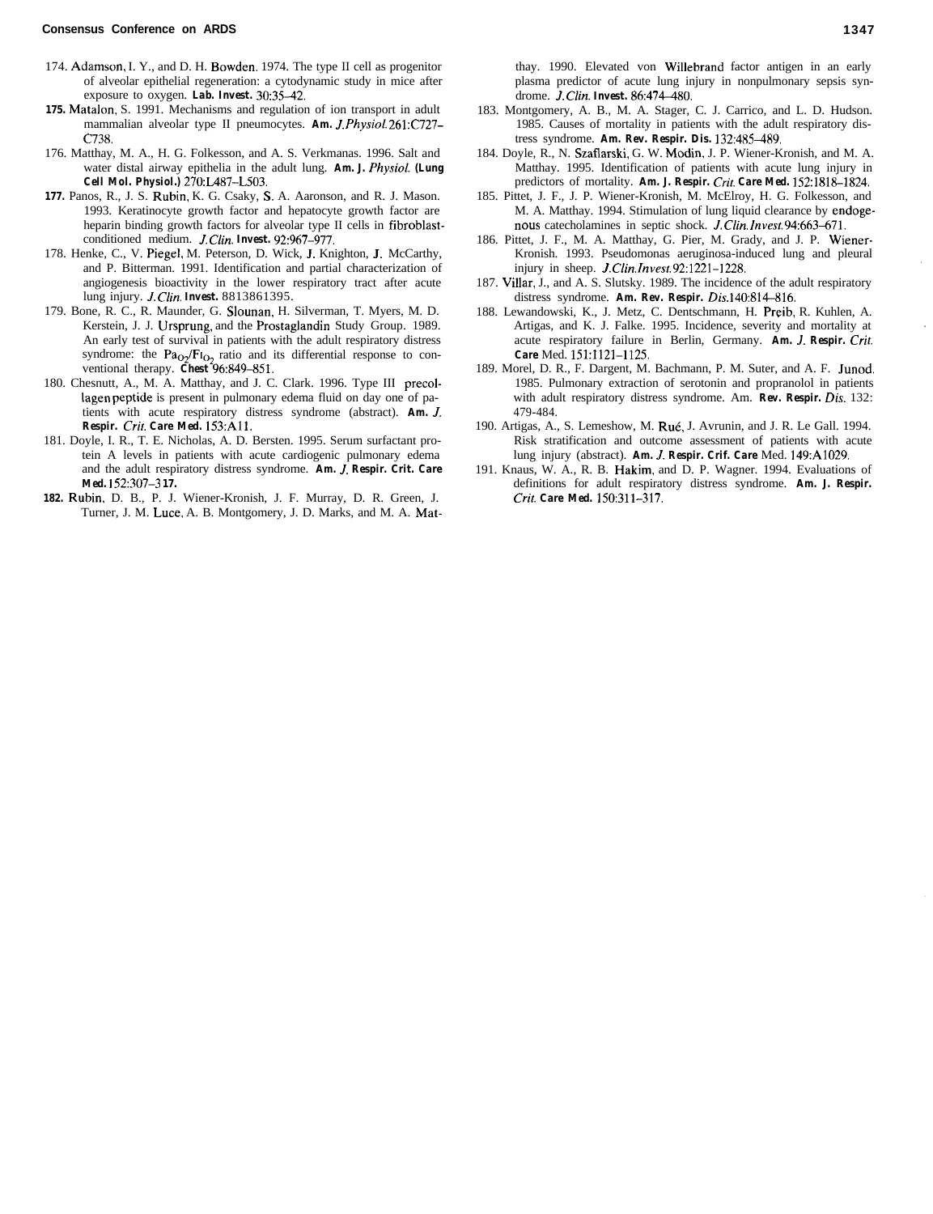174. Adamson, I. Y., and D. H. Bowden. 1974. The type II cell as progenitor of alveolar epithelial regeneration: a cytodynamic study in mice after exposure to oxygen. **Lab. Invest.** 30:35–42.

175. Matalon, S. 1991. Mechanisms and regulation of ion transport in adult mammalian alveolar type II pneumocytes. **Am.** *J. Physiol.* 261:C727–C738.

176. Matthay, M. A., H. G. Folkesson, and A. S. Verkmanas. 1996. Salt and water distal airway epithelia in the adult lung. **Am. J.** *Physiol.* **(Lung Cell Mol. Physiol.)** 270:L487–L503.

177. Panos, R., J. S. Rubin, K. G. Csaky, S. A. Aaronson, and R. J. Mason. 1993. Keratinocyte growth factor and hepatocyte growth factor are heparin binding growth factors for alveolar type II cells in fibroblast-conditioned medium. *J. Clin.* **Invest.** 92:967–977.

178. Henke, C., V. Piegel, M. Peterson, D. Wick, J. Knighton, J. McCarthy, and P. Bitterman. 1991. Identification and partial characterization of angiogenesis bioactivity in the lower respiratory tract after acute lung injury. *J. Clin.* **Invest.** 8813861395.

179. Bone, R. C., R. Maunder, G. Slounan, H. Silverman, T. Myers, M. D. Kerstein, J. J. Ursprung, and the Prostaglandin Study Group. 1989. An early test of survival in patients with the adult respiratory distress syndrome: the $Pa_{O_2}/F_{I_{O_2}}$ ratio and its differential response to conventional therapy. **Chest** 96:849–851.

180. Chesnutt, A., M. A. Matthay, and J. C. Clark. 1996. Type III precollagen peptide is present in pulmonary edema fluid on day one of patients with acute respiratory distress syndrome (abstract). **Am.** *J.* **Respir.** *Crit.* **Care Med.** 153:A11.

181. Doyle, I. R., T. E. Nicholas, A. D. Bersten. 1995. Serum surfactant protein A levels in patients with acute cardiogenic pulmonary edema and the adult respiratory distress syndrome. **Am.** *J.* **Respir. Crit. Care Med.** 152:307–317.

182. Rubin, D. B., P. J. Wiener-Kronish, J. F. Murray, D. R. Green, J. Turner, J. M. Luce, A. B. Montgomery, J. D. Marks, and M. A. Matthay. 1990. Elevated von Willebrand factor antigen in an early plasma predictor of acute lung injury in nonpulmonary sepsis syndrome. *J. Clin.* **Invest.** 86:474–480.

183. Montgomery, A. B., M. A. Stager, C. J. Carrico, and L. D. Hudson. 1985. Causes of mortality in patients with the adult respiratory distress syndrome. **Am. Rev. Respir. Dis.** 132:485–489.

184. Doyle, R., N. Szaflarski, G. W. Modin, J. P. Wiener-Kronish, and M. A. Matthay. 1995. Identification of patients with acute lung injury in predictors of mortality. **Am. J. Respir.** *Crit.* **Care Med.** 152:1818–1824.

185. Pittet, J. F., J. P. Wiener-Kronish, M. McElroy, H. G. Folkesson, and M. A. Matthay. 1994. Stimulation of lung liquid clearance by endogenous catecholamines in septic shock. *J. Clin. Invest.* 94:663–671.

186. Pittet, J. F., M. A. Matthay, G. Pier, M. Grady, and J. P. Wiener-Kronish. 1993. Pseudomonas aeruginosa-induced lung and pleural injury in sheep. *J. Clin. Invest.* 92:1221–1228.

187. Villar, J., and A. S. Slutsky. 1989. The incidence of the adult respiratory distress syndrome. **Am. Rev. Respir.** *Dis.* 140:814–816.

188. Lewandowski, K., J. Metz, C. Dentschmann, H. Preib, R. Kuhlen, A. Artigas, and K. J. Falke. 1995. Incidence, severity and mortality at acute respiratory failure in Berlin, Germany. **Am.** *J.* **Respir.** *Crit.* **Care** Med. 151:1121–1125.

189. Morel, D. R., F. Dargent, M. Bachmann, P. M. Suter, and A. F. Junod. 1985. Pulmonary extraction of serotonin and propranolol in patients with adult respiratory distress syndrome. Am. **Rev. Respir.** *Dis.* 132: 479-484.

190. Artigas, A., S. Lemeshow, M. Rué, J. Avrunin, and J. R. Le Gall. 1994. Risk stratification and outcome assessment of patients with acute lung injury (abstract). **Am.** *J.* **Respir. Crif. Care** Med. 149:A1029.

191. Knaus, W. A., R. B. Hakim, and D. P. Wagner. 1994. Evaluations of definitions for adult respiratory distress syndrome. **Am. J. Respir.** *Crit.* **Care Med.** 150:311–317.